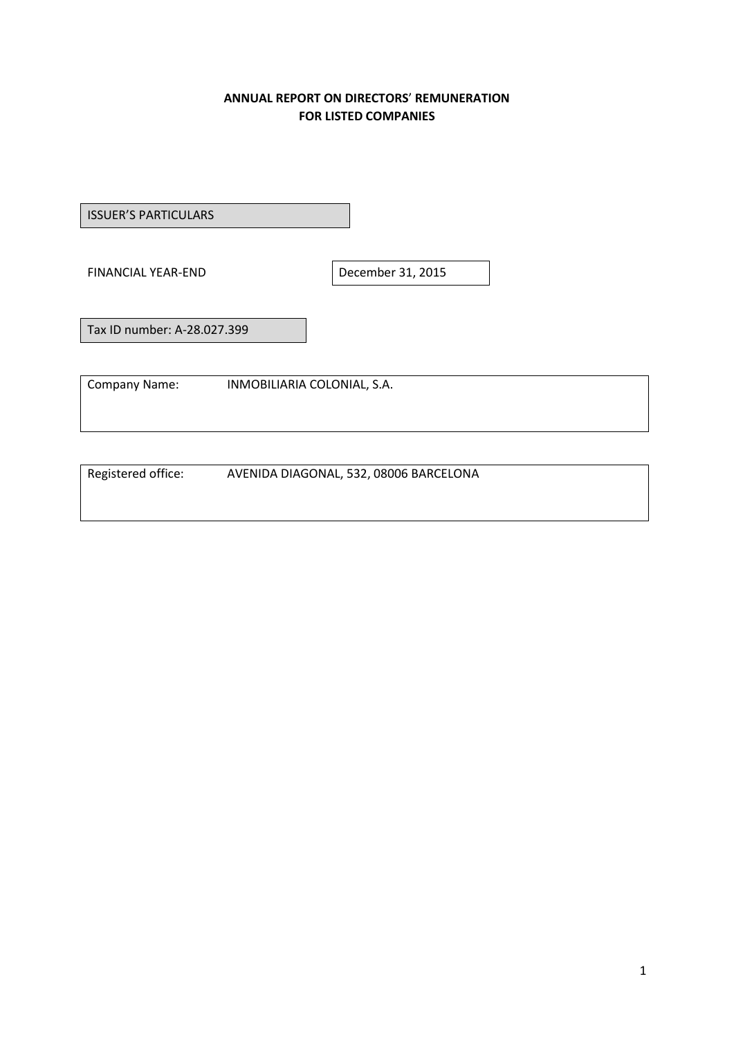# ANNUAL REPORT ON DIRECTORS' REMUNERATION FOR LISTED COMPANIES

ISSUER'S PARTICULARS

FINANCIAL YEAR-END: December 31, 2015

Tax ID number: A-28.027.399

Company Name: INMOBILIARIA COLONIAL, S.A.

Registered office: AVENIDA DIAGONAL, 532, 08006 BARCELONA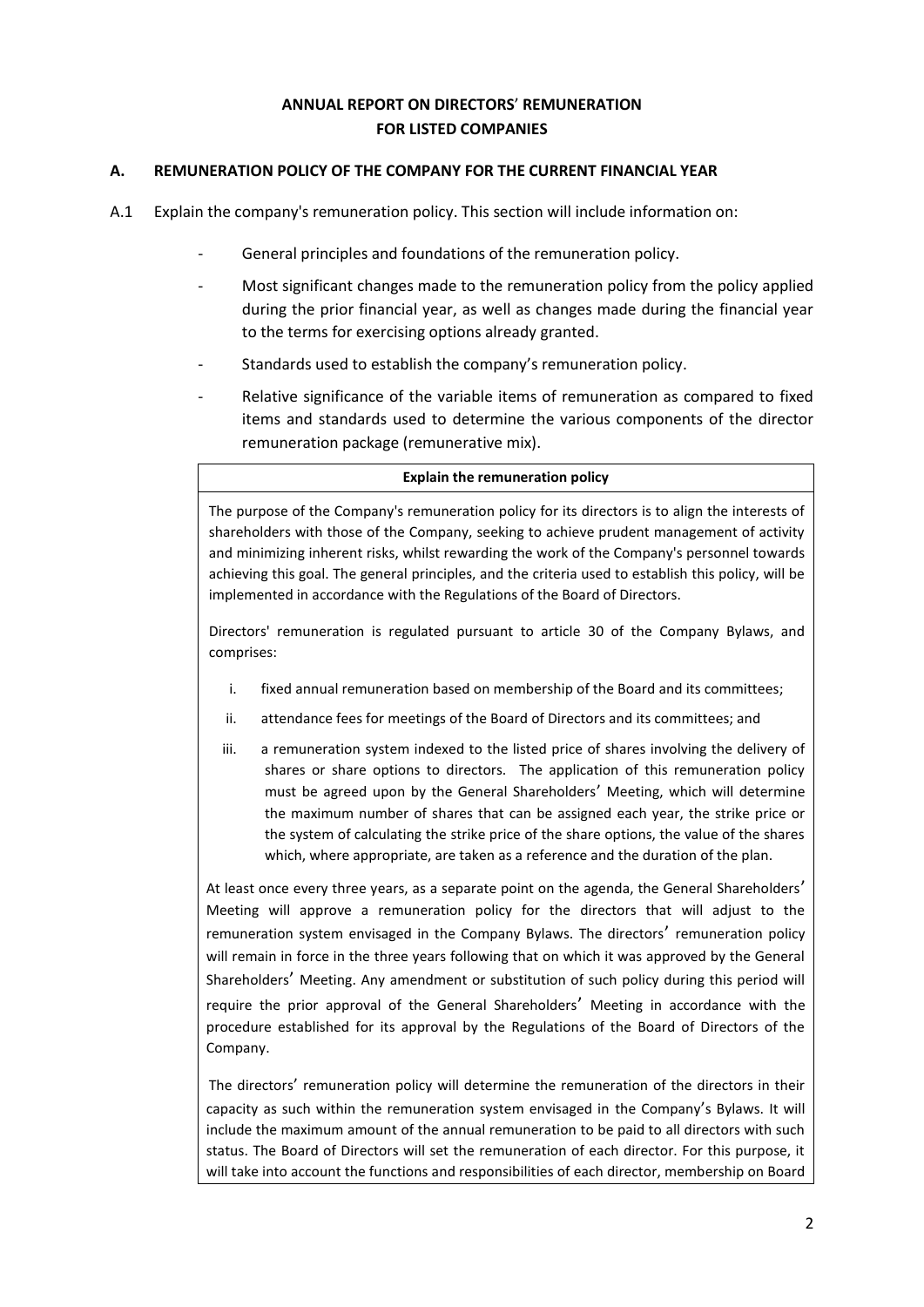# ANNUAL REPORT ON DIRECTORS' REMUNERATION FOR LISTED COMPANIES

## A. REMUNERATION POLICY OF THE COMPANY FOR THE CURRENT FINANCIAL YEAR

A.1 Explain the company's remuneration policy. This section will include information on:

- General principles and foundations of the remuneration policy.
- Most significant changes made to the remuneration policy from the policy applied during the prior financial year, as well as changes made during the financial year to the terms for exercising options already granted.
- Standards used to establish the company's remuneration policy.
- Relative significance of the variable items of remuneration as compared to fixed items and standards used to determine the various components of the director remuneration package (remunerative mix).

**Explain the remuneration policy**

The purpose of the Company's remuneration policy for its directors is to align the interests of shareholders with those of the Company, seeking to achieve prudent management of activity and minimizing inherent risks, whilst rewarding the work of the Company's personnel towards achieving this goal. The general principles, and the criteria used to establish this policy, will be implemented in accordance with the Regulations of the Board of Directors.

Directors' remuneration is regulated pursuant to article 30 of the Company Bylaws, and comprises:

i. fixed annual remuneration based on membership of the Board and its committees;

ii. attendance fees for meetings of the Board of Directors and its committees; and

iii. a remuneration system indexed to the listed price of shares involving the delivery of shares or share options to directors. The application of this remuneration policy must be agreed upon by the General Shareholders' Meeting, which will determine the maximum number of shares that can be assigned each year, the strike price or the system of calculating the strike price of the share options, the value of the shares which, where appropriate, are taken as a reference and the duration of the plan.

At least once every three years, as a separate point on the agenda, the General Shareholders' Meeting will approve a remuneration policy for the directors that will adjust to the remuneration system envisaged in the Company Bylaws. The directors' remuneration policy will remain in force in the three years following that on which it was approved by the General Shareholders' Meeting. Any amendment or substitution of such policy during this period will require the prior approval of the General Shareholders' Meeting in accordance with the procedure established for its approval by the Regulations of the Board of Directors of the Company.

The directors' remuneration policy will determine the remuneration of the directors in their capacity as such within the remuneration system envisaged in the Company's Bylaws. It will include the maximum amount of the annual remuneration to be paid to all directors with such status. The Board of Directors will set the remuneration of each director. For this purpose, it will take into account the functions and responsibilities of each director, membership on Board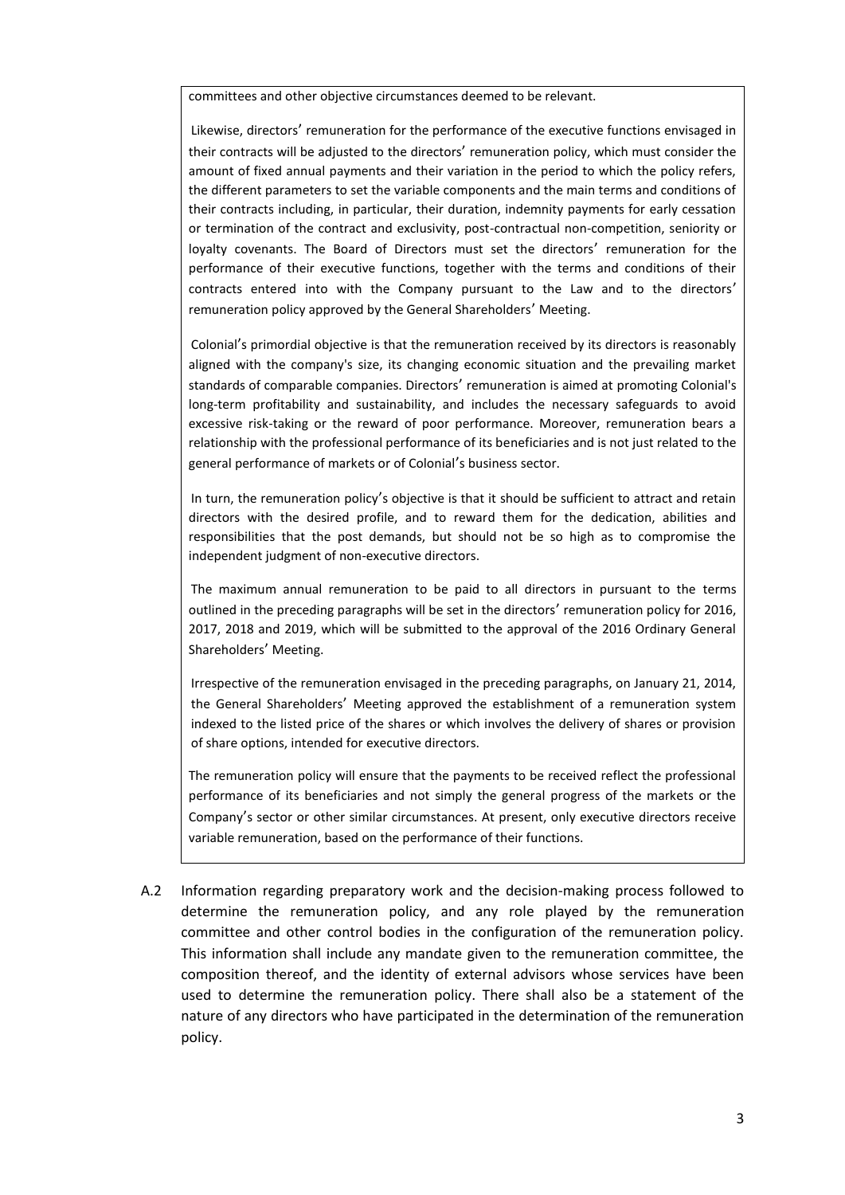committees and other objective circumstances deemed to be relevant.

Likewise, directors' remuneration for the performance of the executive functions envisaged in their contracts will be adjusted to the directors' remuneration policy, which must consider the amount of fixed annual payments and their variation in the period to which the policy refers, the different parameters to set the variable components and the main terms and conditions of their contracts including, in particular, their duration, indemnity payments for early cessation or termination of the contract and exclusivity, post-contractual non-competition, seniority or loyalty covenants. The Board of Directors must set the directors' remuneration for the performance of their executive functions, together with the terms and conditions of their contracts entered into with the Company pursuant to the Law and to the directors' remuneration policy approved by the General Shareholders' Meeting.

Colonial's primordial objective is that the remuneration received by its directors is reasonably aligned with the company's size, its changing economic situation and the prevailing market standards of comparable companies. Directors' remuneration is aimed at promoting Colonial's long-term profitability and sustainability, and includes the necessary safeguards to avoid excessive risk-taking or the reward of poor performance. Moreover, remuneration bears a relationship with the professional performance of its beneficiaries and is not just related to the general performance of markets or of Colonial's business sector.

In turn, the remuneration policy's objective is that it should be sufficient to attract and retain directors with the desired profile, and to reward them for the dedication, abilities and responsibilities that the post demands, but should not be so high as to compromise the independent judgment of non-executive directors.

The maximum annual remuneration to be paid to all directors in pursuant to the terms outlined in the preceding paragraphs will be set in the directors' remuneration policy for 2016, 2017, 2018 and 2019, which will be submitted to the approval of the 2016 Ordinary General Shareholders' Meeting.

Irrespective of the remuneration envisaged in the preceding paragraphs, on January 21, 2014, the General Shareholders' Meeting approved the establishment of a remuneration system indexed to the listed price of the shares or which involves the delivery of shares or provision of share options, intended for executive directors.

The remuneration policy will ensure that the payments to be received reflect the professional performance of its beneficiaries and not simply the general progress of the markets or the Company's sector or other similar circumstances. At present, only executive directors receive variable remuneration, based on the performance of their functions.

A.2 Information regarding preparatory work and the decision-making process followed to determine the remuneration policy, and any role played by the remuneration committee and other control bodies in the configuration of the remuneration policy. This information shall include any mandate given to the remuneration committee, the composition thereof, and the identity of external advisors whose services have been used to determine the remuneration policy. There shall also be a statement of the nature of any directors who have participated in the determination of the remuneration policy.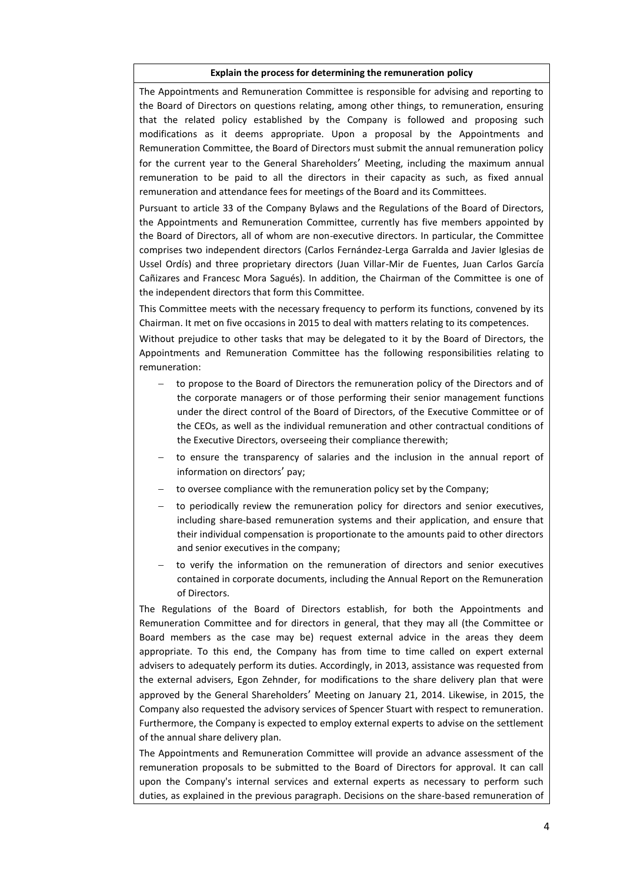**Explain the process for determining the remuneration policy**

The Appointments and Remuneration Committee is responsible for advising and reporting to the Board of Directors on questions relating, among other things, to remuneration, ensuring that the related policy established by the Company is followed and proposing such modifications as it deems appropriate. Upon a proposal by the Appointments and Remuneration Committee, the Board of Directors must submit the annual remuneration policy for the current year to the General Shareholders' Meeting, including the maximum annual remuneration to be paid to all the directors in their capacity as such, as fixed annual remuneration and attendance fees for meetings of the Board and its Committees.

Pursuant to article 33 of the Company Bylaws and the Regulations of the Board of Directors, the Appointments and Remuneration Committee, currently has five members appointed by the Board of Directors, all of whom are non-executive directors. In particular, the Committee comprises two independent directors (Carlos Fernández-Lerga Garralda and Javier Iglesias de Ussel Ordís) and three proprietary directors (Juan Villar-Mir de Fuentes, Juan Carlos García Cañizares and Francesc Mora Sagués). In addition, the Chairman of the Committee is one of the independent directors that form this Committee.

This Committee meets with the necessary frequency to perform its functions, convened by its Chairman. It met on five occasions in 2015 to deal with matters relating to its competences.

Without prejudice to other tasks that may be delegated to it by the Board of Directors, the Appointments and Remuneration Committee has the following responsibilities relating to remuneration:

- to propose to the Board of Directors the remuneration policy of the Directors and of the corporate managers or of those performing their senior management functions under the direct control of the Board of Directors, of the Executive Committee or of the CEOs, as well as the individual remuneration and other contractual conditions of the Executive Directors, overseeing their compliance therewith;
- to ensure the transparency of salaries and the inclusion in the annual report of information on directors' pay;
- to oversee compliance with the remuneration policy set by the Company;
- to periodically review the remuneration policy for directors and senior executives, including share-based remuneration systems and their application, and ensure that their individual compensation is proportionate to the amounts paid to other directors and senior executives in the company;
- to verify the information on the remuneration of directors and senior executives contained in corporate documents, including the Annual Report on the Remuneration of Directors.

The Regulations of the Board of Directors establish, for both the Appointments and Remuneration Committee and for directors in general, that they may all (the Committee or Board members as the case may be) request external advice in the areas they deem appropriate. To this end, the Company has from time to time called on expert external advisers to adequately perform its duties. Accordingly, in 2013, assistance was requested from the external advisers, Egon Zehnder, for modifications to the share delivery plan that were approved by the General Shareholders' Meeting on January 21, 2014. Likewise, in 2015, the Company also requested the advisory services of Spencer Stuart with respect to remuneration. Furthermore, the Company is expected to employ external experts to advise on the settlement of the annual share delivery plan.

The Appointments and Remuneration Committee will provide an advance assessment of the remuneration proposals to be submitted to the Board of Directors for approval. It can call upon the Company's internal services and external experts as necessary to perform such duties, as explained in the previous paragraph. Decisions on the share-based remuneration of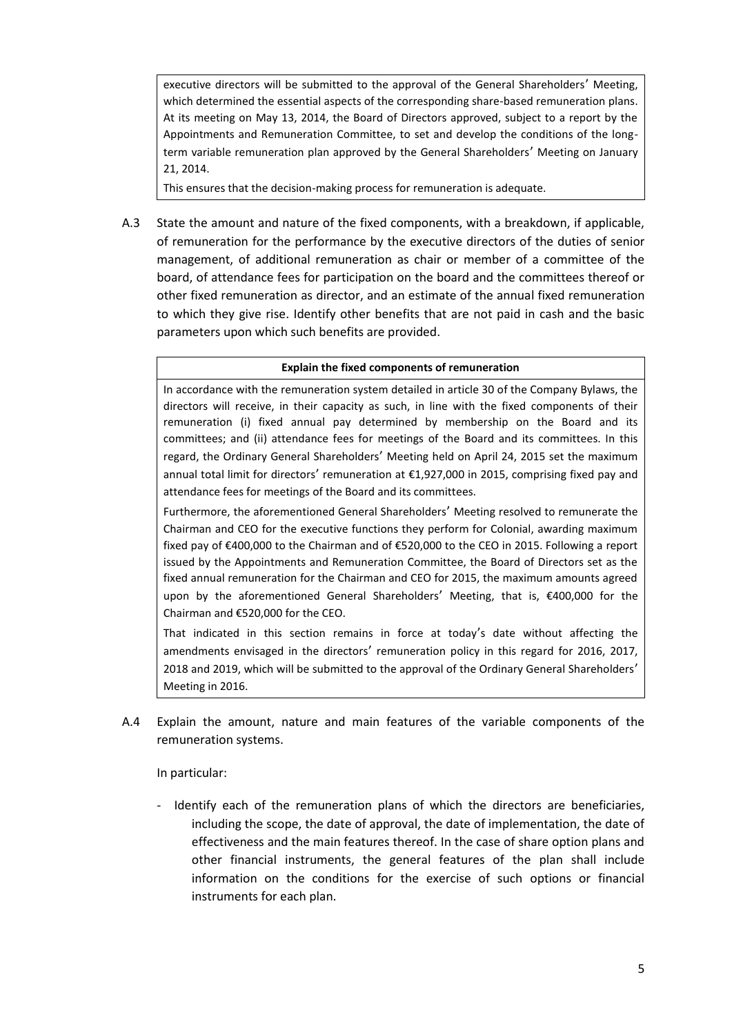executive directors will be submitted to the approval of the General Shareholders' Meeting, which determined the essential aspects of the corresponding share-based remuneration plans. At its meeting on May 13, 2014, the Board of Directors approved, subject to a report by the Appointments and Remuneration Committee, to set and develop the conditions of the long-term variable remuneration plan approved by the General Shareholders' Meeting on January 21, 2014.

This ensures that the decision-making process for remuneration is adequate.

A.3 State the amount and nature of the fixed components, with a breakdown, if applicable, of remuneration for the performance by the executive directors of the duties of senior management, of additional remuneration as chair or member of a committee of the board, of attendance fees for participation on the board and the committees thereof or other fixed remuneration as director, and an estimate of the annual fixed remuneration to which they give rise. Identify other benefits that are not paid in cash and the basic parameters upon which such benefits are provided.

**Explain the fixed components of remuneration**

In accordance with the remuneration system detailed in article 30 of the Company Bylaws, the directors will receive, in their capacity as such, in line with the fixed components of their remuneration (i) fixed annual pay determined by membership on the Board and its committees; and (ii) attendance fees for meetings of the Board and its committees. In this regard, the Ordinary General Shareholders' Meeting held on April 24, 2015 set the maximum annual total limit for directors' remuneration at €1,927,000 in 2015, comprising fixed pay and attendance fees for meetings of the Board and its committees.

Furthermore, the aforementioned General Shareholders' Meeting resolved to remunerate the Chairman and CEO for the executive functions they perform for Colonial, awarding maximum fixed pay of €400,000 to the Chairman and of €520,000 to the CEO in 2015. Following a report issued by the Appointments and Remuneration Committee, the Board of Directors set as the fixed annual remuneration for the Chairman and CEO for 2015, the maximum amounts agreed upon by the aforementioned General Shareholders' Meeting, that is, €400,000 for the Chairman and €520,000 for the CEO.

That indicated in this section remains in force at today's date without affecting the amendments envisaged in the directors' remuneration policy in this regard for 2016, 2017, 2018 and 2019, which will be submitted to the approval of the Ordinary General Shareholders' Meeting in 2016.

A.4 Explain the amount, nature and main features of the variable components of the remuneration systems.

In particular:

- Identify each of the remuneration plans of which the directors are beneficiaries, including the scope, the date of approval, the date of implementation, the date of effectiveness and the main features thereof. In the case of share option plans and other financial instruments, the general features of the plan shall include information on the conditions for the exercise of such options or financial instruments for each plan.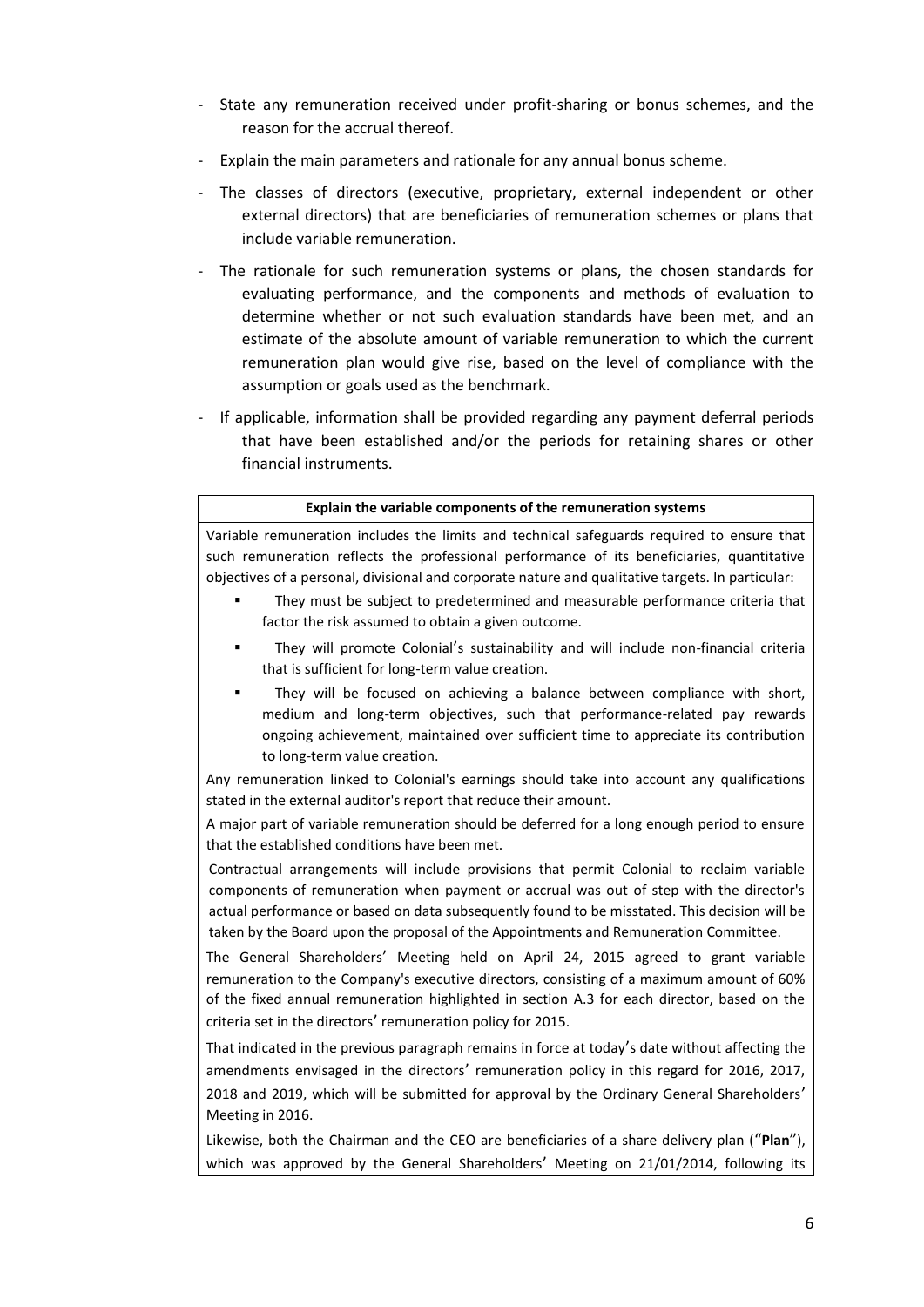- State any remuneration received under profit-sharing or bonus schemes, and the reason for the accrual thereof.
- Explain the main parameters and rationale for any annual bonus scheme.
- The classes of directors (executive, proprietary, external independent or other external directors) that are beneficiaries of remuneration schemes or plans that include variable remuneration.
- The rationale for such remuneration systems or plans, the chosen standards for evaluating performance, and the components and methods of evaluation to determine whether or not such evaluation standards have been met, and an estimate of the absolute amount of variable remuneration to which the current remuneration plan would give rise, based on the level of compliance with the assumption or goals used as the benchmark.
- If applicable, information shall be provided regarding any payment deferral periods that have been established and/or the periods for retaining shares or other financial instruments.

**Explain the variable components of the remuneration systems**

Variable remuneration includes the limits and technical safeguards required to ensure that such remuneration reflects the professional performance of its beneficiaries, quantitative objectives of a personal, divisional and corporate nature and qualitative targets. In particular:

- They must be subject to predetermined and measurable performance criteria that factor the risk assumed to obtain a given outcome.
- They will promote Colonial's sustainability and will include non-financial criteria that is sufficient for long-term value creation.
- They will be focused on achieving a balance between compliance with short, medium and long-term objectives, such that performance-related pay rewards ongoing achievement, maintained over sufficient time to appreciate its contribution to long-term value creation.

Any remuneration linked to Colonial's earnings should take into account any qualifications stated in the external auditor's report that reduce their amount.

A major part of variable remuneration should be deferred for a long enough period to ensure that the established conditions have been met.

Contractual arrangements will include provisions that permit Colonial to reclaim variable components of remuneration when payment or accrual was out of step with the director's actual performance or based on data subsequently found to be misstated. This decision will be taken by the Board upon the proposal of the Appointments and Remuneration Committee.

The General Shareholders' Meeting held on April 24, 2015 agreed to grant variable remuneration to the Company's executive directors, consisting of a maximum amount of 60% of the fixed annual remuneration highlighted in section A.3 for each director, based on the criteria set in the directors' remuneration policy for 2015.

That indicated in the previous paragraph remains in force at today's date without affecting the amendments envisaged in the directors' remuneration policy in this regard for 2016, 2017, 2018 and 2019, which will be submitted for approval by the Ordinary General Shareholders' Meeting in 2016.

Likewise, both the Chairman and the CEO are beneficiaries of a share delivery plan ("**Plan**"), which was approved by the General Shareholders' Meeting on 21/01/2014, following its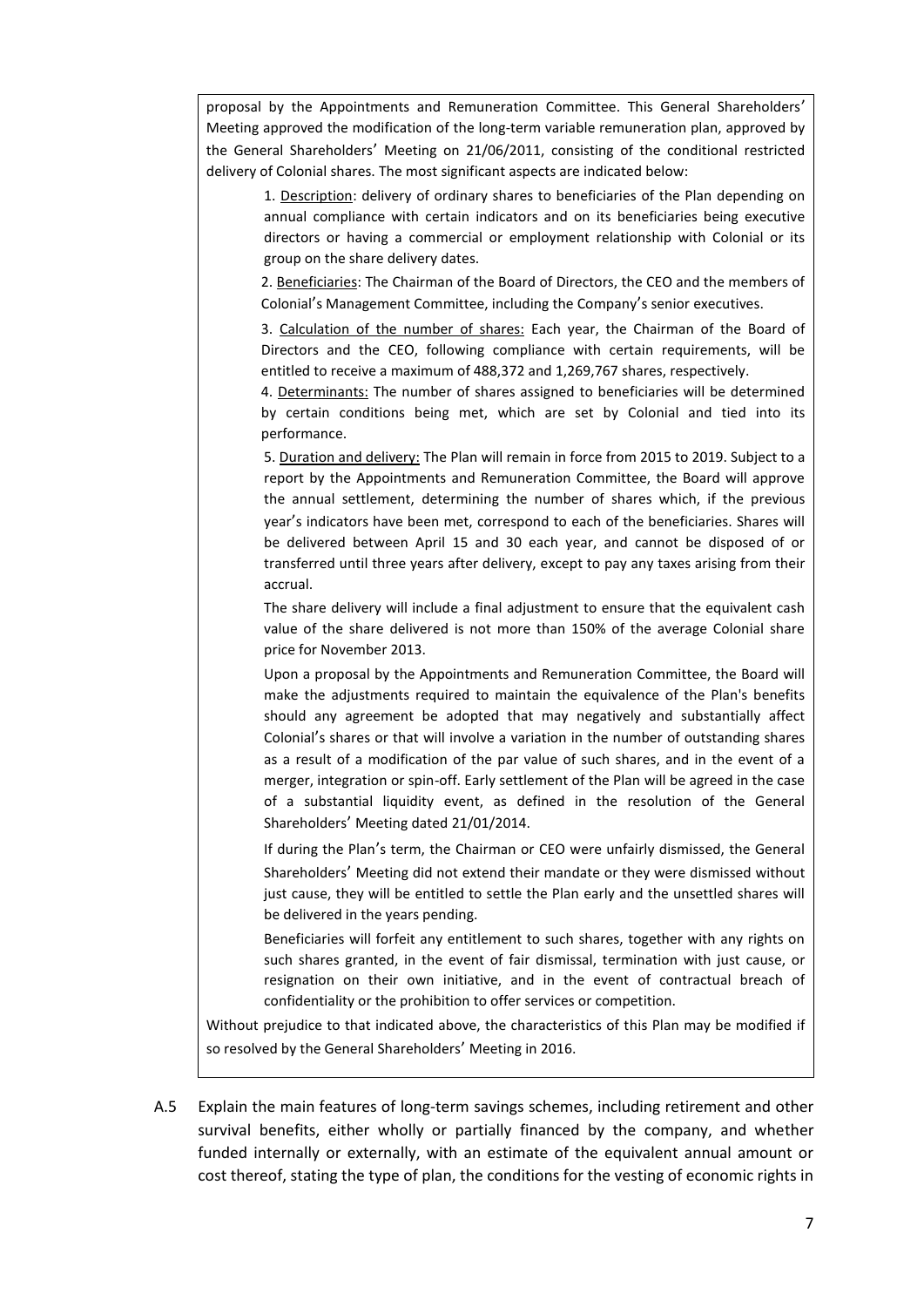proposal by the Appointments and Remuneration Committee. This General Shareholders' Meeting approved the modification of the long-term variable remuneration plan, approved by the General Shareholders' Meeting on 21/06/2011, consisting of the conditional restricted delivery of Colonial shares. The most significant aspects are indicated below:

1. Description: delivery of ordinary shares to beneficiaries of the Plan depending on annual compliance with certain indicators and on its beneficiaries being executive directors or having a commercial or employment relationship with Colonial or its group on the share delivery dates.

2. Beneficiaries: The Chairman of the Board of Directors, the CEO and the members of Colonial's Management Committee, including the Company's senior executives.

3. Calculation of the number of shares: Each year, the Chairman of the Board of Directors and the CEO, following compliance with certain requirements, will be entitled to receive a maximum of 488,372 and 1,269,767 shares, respectively.

4. Determinants: The number of shares assigned to beneficiaries will be determined by certain conditions being met, which are set by Colonial and tied into its performance.

5. Duration and delivery: The Plan will remain in force from 2015 to 2019. Subject to a report by the Appointments and Remuneration Committee, the Board will approve the annual settlement, determining the number of shares which, if the previous year's indicators have been met, correspond to each of the beneficiaries. Shares will be delivered between April 15 and 30 each year, and cannot be disposed of or transferred until three years after delivery, except to pay any taxes arising from their accrual.

The share delivery will include a final adjustment to ensure that the equivalent cash value of the share delivered is not more than 150% of the average Colonial share price for November 2013.

Upon a proposal by the Appointments and Remuneration Committee, the Board will make the adjustments required to maintain the equivalence of the Plan's benefits should any agreement be adopted that may negatively and substantially affect Colonial's shares or that will involve a variation in the number of outstanding shares as a result of a modification of the par value of such shares, and in the event of a merger, integration or spin-off. Early settlement of the Plan will be agreed in the case of a substantial liquidity event, as defined in the resolution of the General Shareholders' Meeting dated 21/01/2014.

If during the Plan's term, the Chairman or CEO were unfairly dismissed, the General Shareholders' Meeting did not extend their mandate or they were dismissed without just cause, they will be entitled to settle the Plan early and the unsettled shares will be delivered in the years pending.

Beneficiaries will forfeit any entitlement to such shares, together with any rights on such shares granted, in the event of fair dismissal, termination with just cause, or resignation on their own initiative, and in the event of contractual breach of confidentiality or the prohibition to offer services or competition.

Without prejudice to that indicated above, the characteristics of this Plan may be modified if so resolved by the General Shareholders' Meeting in 2016.

A.5 Explain the main features of long-term savings schemes, including retirement and other survival benefits, either wholly or partially financed by the company, and whether funded internally or externally, with an estimate of the equivalent annual amount or cost thereof, stating the type of plan, the conditions for the vesting of economic rights in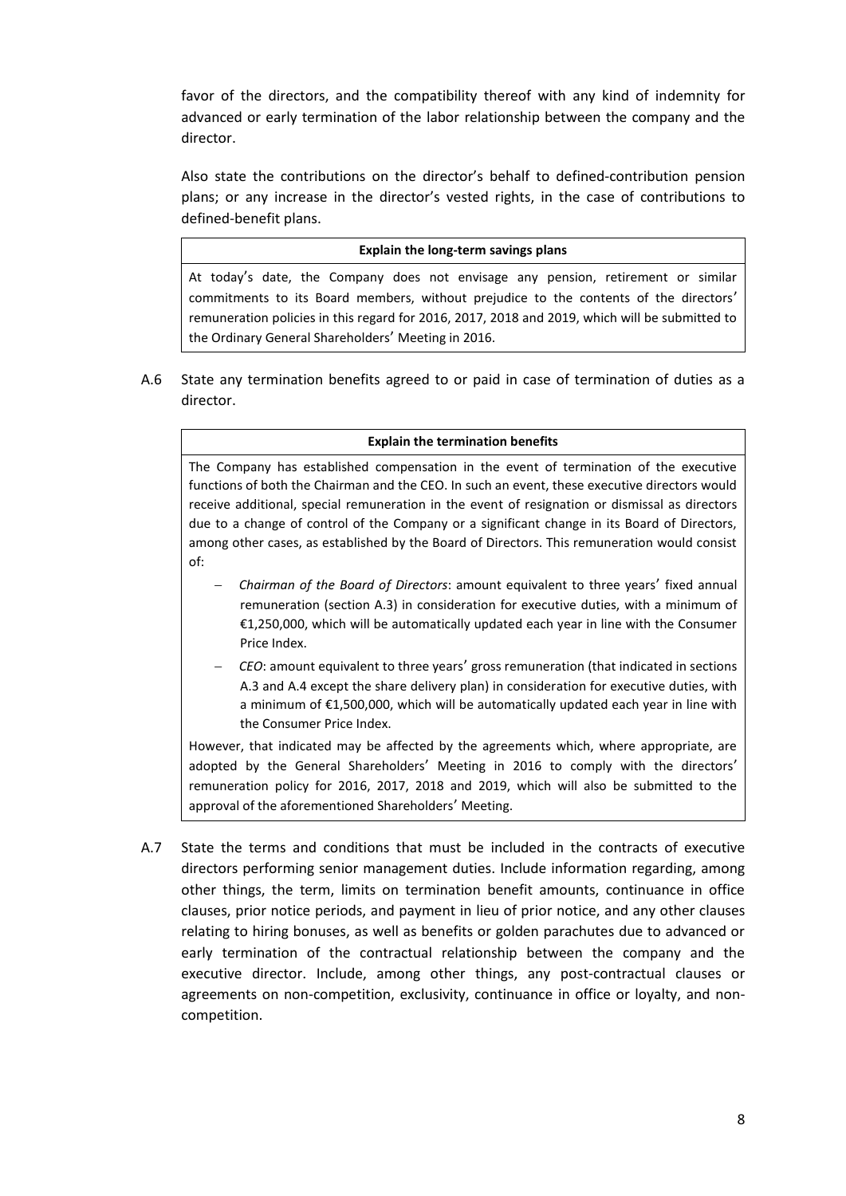favor of the directors, and the compatibility thereof with any kind of indemnity for advanced or early termination of the labor relationship between the company and the director.

Also state the contributions on the director's behalf to defined-contribution pension plans; or any increase in the director's vested rights, in the case of contributions to defined-benefit plans.

| **Explain the long-term savings plans** |
| --- |
| At today's date, the Company does not envisage any pension, retirement or similar commitments to its Board members, without prejudice to the contents of the directors' remuneration policies in this regard for 2016, 2017, 2018 and 2019, which will be submitted to the Ordinary General Shareholders' Meeting in 2016. |

A.6 State any termination benefits agreed to or paid in case of termination of duties as a director.

**Explain the termination benefits**

The Company has established compensation in the event of termination of the executive functions of both the Chairman and the CEO. In such an event, these executive directors would receive additional, special remuneration in the event of resignation or dismissal as directors due to a change of control of the Company or a significant change in its Board of Directors, among other cases, as established by the Board of Directors. This remuneration would consist of:

- *Chairman of the Board of Directors*: amount equivalent to three years' fixed annual remuneration (section A.3) in consideration for executive duties, with a minimum of €1,250,000, which will be automatically updated each year in line with the Consumer Price Index.
- *CEO*: amount equivalent to three years' gross remuneration (that indicated in sections A.3 and A.4 except the share delivery plan) in consideration for executive duties, with a minimum of €1,500,000, which will be automatically updated each year in line with the Consumer Price Index.

However, that indicated may be affected by the agreements which, where appropriate, are adopted by the General Shareholders' Meeting in 2016 to comply with the directors' remuneration policy for 2016, 2017, 2018 and 2019, which will also be submitted to the approval of the aforementioned Shareholders' Meeting.

A.7 State the terms and conditions that must be included in the contracts of executive directors performing senior management duties. Include information regarding, among other things, the term, limits on termination benefit amounts, continuance in office clauses, prior notice periods, and payment in lieu of prior notice, and any other clauses relating to hiring bonuses, as well as benefits or golden parachutes due to advanced or early termination of the contractual relationship between the company and the executive director. Include, among other things, any post-contractual clauses or agreements on non-competition, exclusivity, continuance in office or loyalty, and non-competition.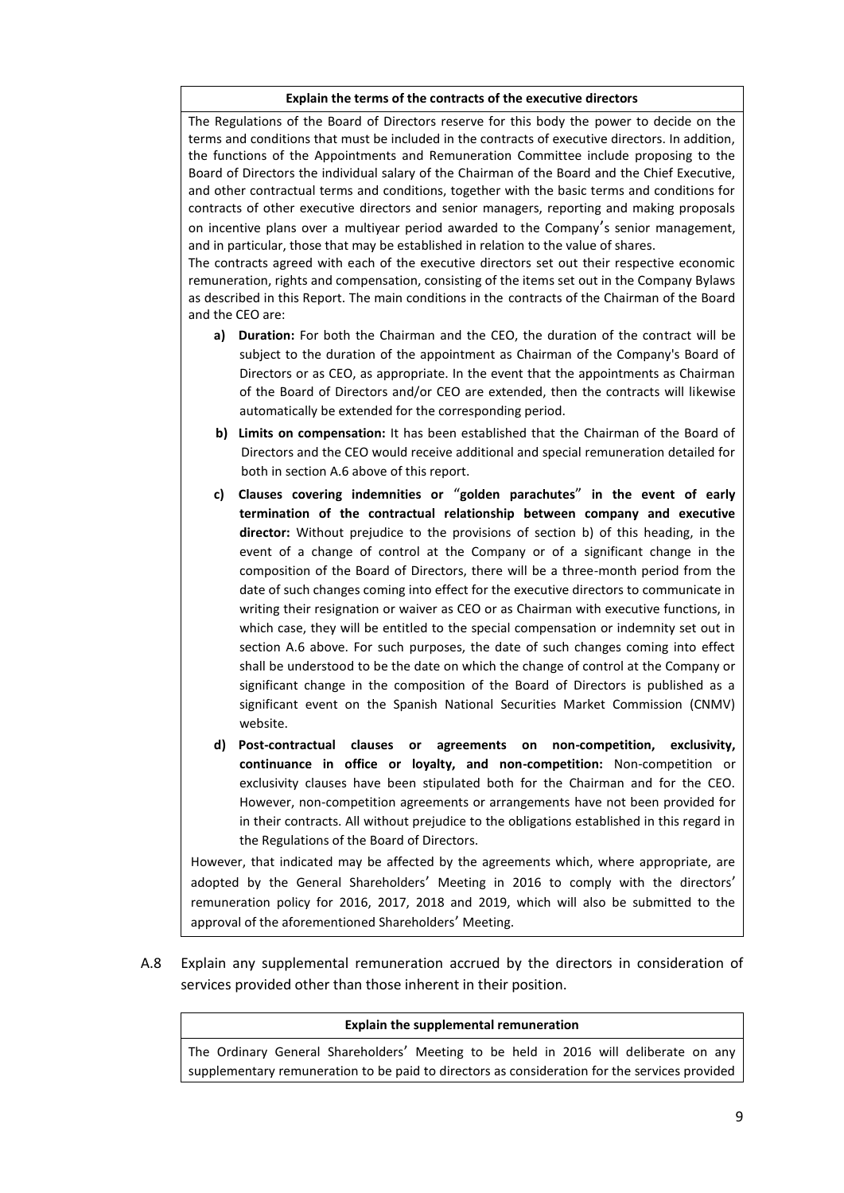**Explain the terms of the contracts of the executive directors**

The Regulations of the Board of Directors reserve for this body the power to decide on the terms and conditions that must be included in the contracts of executive directors. In addition, the functions of the Appointments and Remuneration Committee include proposing to the Board of Directors the individual salary of the Chairman of the Board and the Chief Executive, and other contractual terms and conditions, together with the basic terms and conditions for contracts of other executive directors and senior managers, reporting and making proposals on incentive plans over a multiyear period awarded to the Company's senior management, and in particular, those that may be established in relation to the value of shares.

The contracts agreed with each of the executive directors set out their respective economic remuneration, rights and compensation, consisting of the items set out in the Company Bylaws as described in this Report. The main conditions in the contracts of the Chairman of the Board and the CEO are:

a) **Duration:** For both the Chairman and the CEO, the duration of the contract will be subject to the duration of the appointment as Chairman of the Company's Board of Directors or as CEO, as appropriate. In the event that the appointments as Chairman of the Board of Directors and/or CEO are extended, then the contracts will likewise automatically be extended for the corresponding period.

b) **Limits on compensation:** It has been established that the Chairman of the Board of Directors and the CEO would receive additional and special remuneration detailed for both in section A.6 above of this report.

c) **Clauses covering indemnities or "golden parachutes" in the event of early termination of the contractual relationship between company and executive director:** Without prejudice to the provisions of section b) of this heading, in the event of a change of control at the Company or of a significant change in the composition of the Board of Directors, there will be a three-month period from the date of such changes coming into effect for the executive directors to communicate in writing their resignation or waiver as CEO or as Chairman with executive functions, in which case, they will be entitled to the special compensation or indemnity set out in section A.6 above. For such purposes, the date of such changes coming into effect shall be understood to be the date on which the change of control at the Company or significant change in the composition of the Board of Directors is published as a significant event on the Spanish National Securities Market Commission (CNMV) website.

d) **Post-contractual clauses or agreements on non-competition, exclusivity, continuance in office or loyalty, and non-competition:** Non-competition or exclusivity clauses have been stipulated both for the Chairman and for the CEO. However, non-competition agreements or arrangements have not been provided for in their contracts. All without prejudice to the obligations established in this regard in the Regulations of the Board of Directors.

However, that indicated may be affected by the agreements which, where appropriate, are adopted by the General Shareholders' Meeting in 2016 to comply with the directors' remuneration policy for 2016, 2017, 2018 and 2019, which will also be submitted to the approval of the aforementioned Shareholders' Meeting.

A.8 Explain any supplemental remuneration accrued by the directors in consideration of services provided other than those inherent in their position.

**Explain the supplemental remuneration**

The Ordinary General Shareholders' Meeting to be held in 2016 will deliberate on any supplementary remuneration to be paid to directors as consideration for the services provided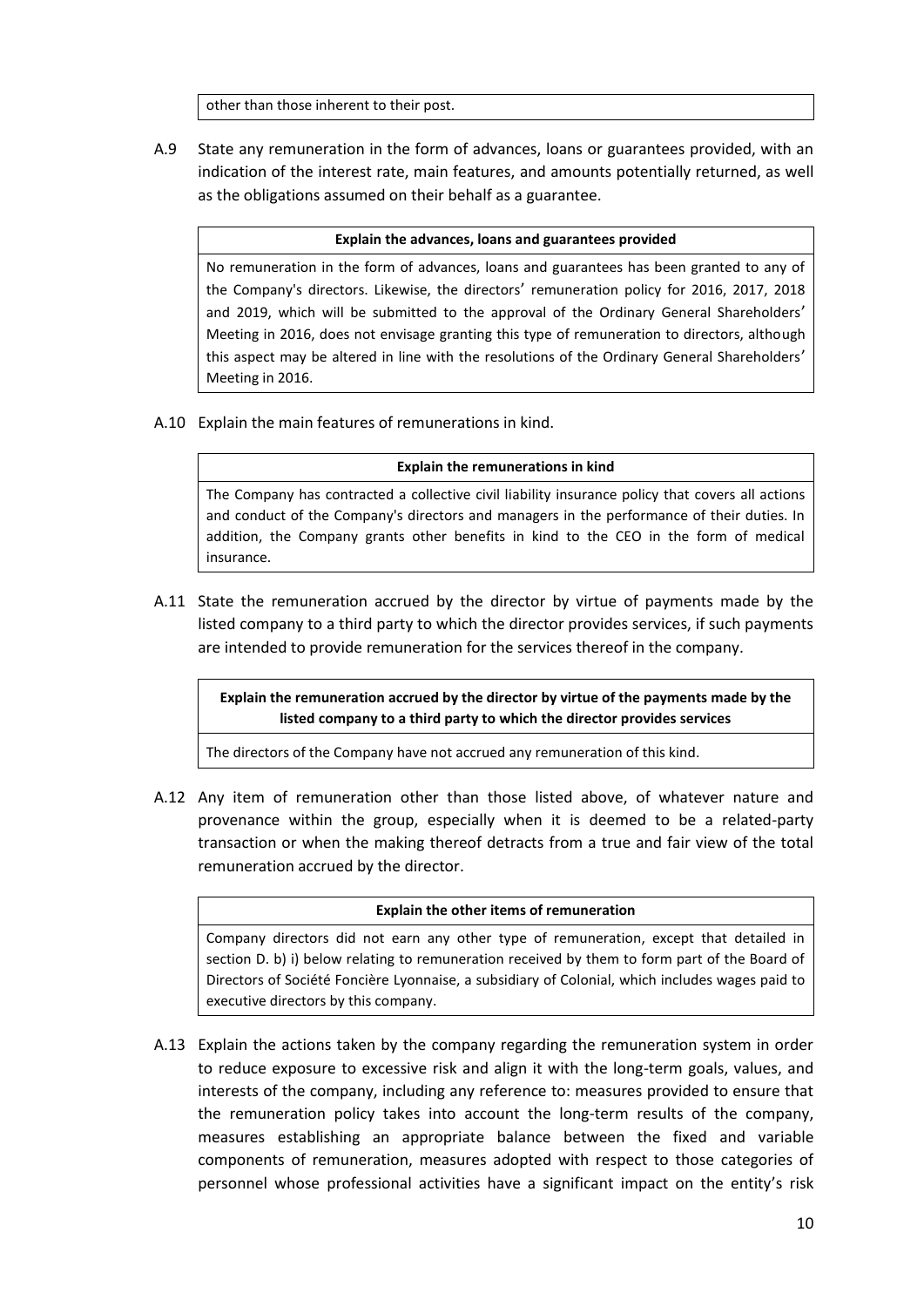other than those inherent to their post.

A.9 State any remuneration in the form of advances, loans or guarantees provided, with an indication of the interest rate, main features, and amounts potentially returned, as well as the obligations assumed on their behalf as a guarantee.

| **Explain the advances, loans and guarantees provided** |
|---|
| No remuneration in the form of advances, loans and guarantees has been granted to any of the Company's directors. Likewise, the directors' remuneration policy for 2016, 2017, 2018 and 2019, which will be submitted to the approval of the Ordinary General Shareholders' Meeting in 2016, does not envisage granting this type of remuneration to directors, although this aspect may be altered in line with the resolutions of the Ordinary General Shareholders' Meeting in 2016. |

A.10 Explain the main features of remunerations in kind.

| **Explain the remunerations in kind** |
|---|
| The Company has contracted a collective civil liability insurance policy that covers all actions and conduct of the Company's directors and managers in the performance of their duties. In addition, the Company grants other benefits in kind to the CEO in the form of medical insurance. |

A.11 State the remuneration accrued by the director by virtue of payments made by the listed company to a third party to which the director provides services, if such payments are intended to provide remuneration for the services thereof in the company.

| **Explain the remuneration accrued by the director by virtue of the payments made by the listed company to a third party to which the director provides services** |
|---|
| The directors of the Company have not accrued any remuneration of this kind. |

A.12 Any item of remuneration other than those listed above, of whatever nature and provenance within the group, especially when it is deemed to be a related-party transaction or when the making thereof detracts from a true and fair view of the total remuneration accrued by the director.

| **Explain the other items of remuneration** |
|---|
| Company directors did not earn any other type of remuneration, except that detailed in section D. b) i) below relating to remuneration received by them to form part of the Board of Directors of Société Foncière Lyonnaise, a subsidiary of Colonial, which includes wages paid to executive directors by this company. |

A.13 Explain the actions taken by the company regarding the remuneration system in order to reduce exposure to excessive risk and align it with the long-term goals, values, and interests of the company, including any reference to: measures provided to ensure that the remuneration policy takes into account the long-term results of the company, measures establishing an appropriate balance between the fixed and variable components of remuneration, measures adopted with respect to those categories of personnel whose professional activities have a significant impact on the entity's risk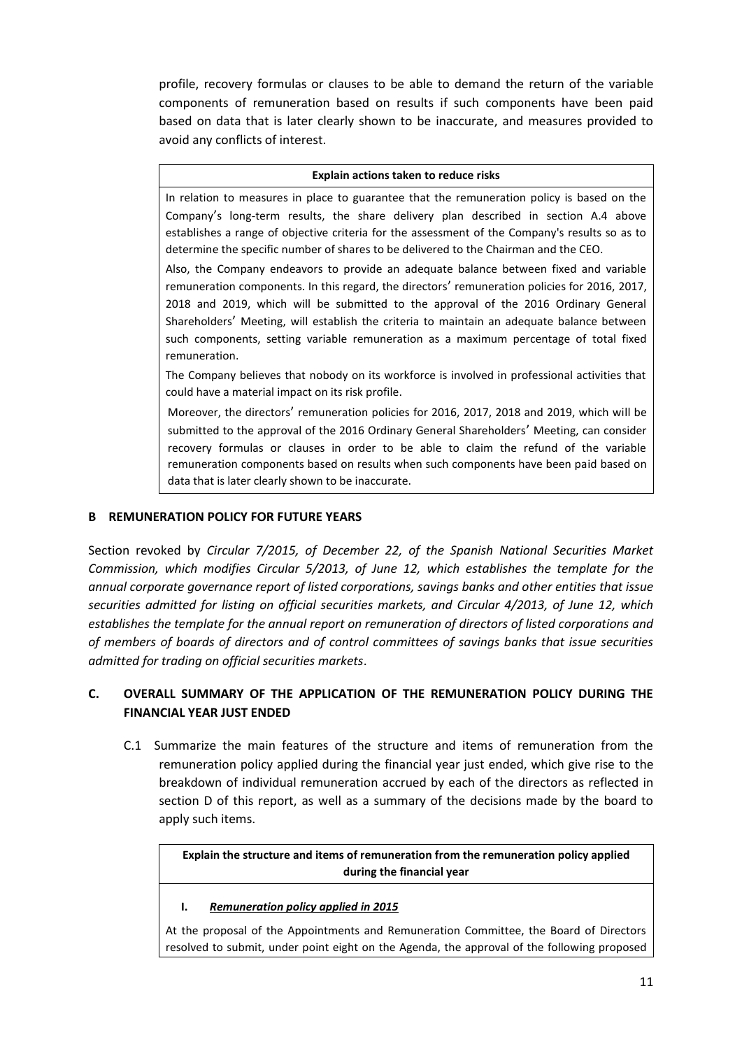profile, recovery formulas or clauses to be able to demand the return of the variable components of remuneration based on results if such components have been paid based on data that is later clearly shown to be inaccurate, and measures provided to avoid any conflicts of interest.

| **Explain actions taken to reduce risks** |
|---|
| In relation to measures in place to guarantee that the remuneration policy is based on the Company's long-term results, the share delivery plan described in section A.4 above establishes a range of objective criteria for the assessment of the Company's results so as to determine the specific number of shares to be delivered to the Chairman and the CEO.<br><br>Also, the Company endeavors to provide an adequate balance between fixed and variable remuneration components. In this regard, the directors' remuneration policies for 2016, 2017, 2018 and 2019, which will be submitted to the approval of the 2016 Ordinary General Shareholders' Meeting, will establish the criteria to maintain an adequate balance between such components, setting variable remuneration as a maximum percentage of total fixed remuneration.<br><br>The Company believes that nobody on its workforce is involved in professional activities that could have a material impact on its risk profile.<br><br>Moreover, the directors' remuneration policies for 2016, 2017, 2018 and 2019, which will be submitted to the approval of the 2016 Ordinary General Shareholders' Meeting, can consider recovery formulas or clauses in order to be able to claim the refund of the variable remuneration components based on results when such components have been paid based on data that is later clearly shown to be inaccurate. |

## B REMUNERATION POLICY FOR FUTURE YEARS

Section revoked by *Circular 7/2015, of December 22, of the Spanish National Securities Market Commission, which modifies Circular 5/2013, of June 12, which establishes the template for the annual corporate governance report of listed corporations, savings banks and other entities that issue securities admitted for listing on official securities markets, and Circular 4/2013, of June 12, which establishes the template for the annual report on remuneration of directors of listed corporations and of members of boards of directors and of control committees of savings banks that issue securities admitted for trading on official securities markets*.

## C. OVERALL SUMMARY OF THE APPLICATION OF THE REMUNERATION POLICY DURING THE FINANCIAL YEAR JUST ENDED

C.1 Summarize the main features of the structure and items of remuneration from the remuneration policy applied during the financial year just ended, which give rise to the breakdown of individual remuneration accrued by each of the directors as reflected in section D of this report, as well as a summary of the decisions made by the board to apply such items.

| **Explain the structure and items of remuneration from the remuneration policy applied during the financial year** |
|---|
| **I. *Remuneration policy applied in 2015***<br><br>At the proposal of the Appointments and Remuneration Committee, the Board of Directors resolved to submit, under point eight on the Agenda, the approval of the following proposed |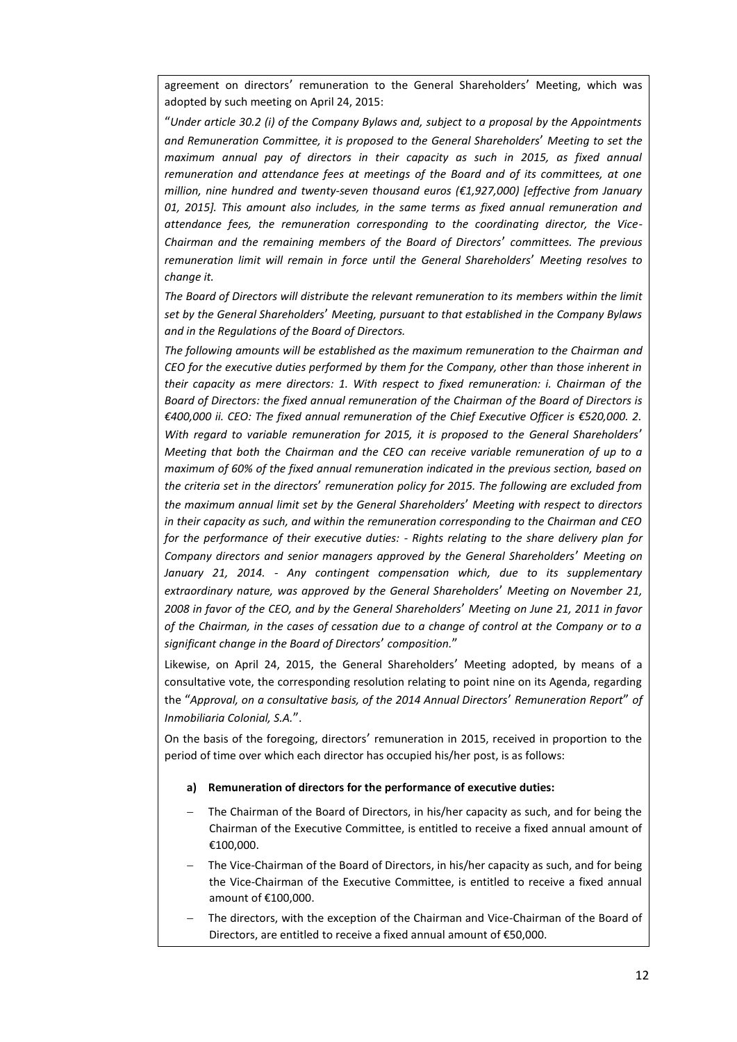agreement on directors' remuneration to the General Shareholders' Meeting, which was adopted by such meeting on April 24, 2015:

"*Under article 30.2 (i) of the Company Bylaws and, subject to a proposal by the Appointments and Remuneration Committee, it is proposed to the General Shareholders' Meeting to set the maximum annual pay of directors in their capacity as such in 2015, as fixed annual remuneration and attendance fees at meetings of the Board and of its committees, at one million, nine hundred and twenty-seven thousand euros (€1,927,000) [effective from January 01, 2015]. This amount also includes, in the same terms as fixed annual remuneration and attendance fees, the remuneration corresponding to the coordinating director, the Vice-Chairman and the remaining members of the Board of Directors' committees. The previous remuneration limit will remain in force until the General Shareholders' Meeting resolves to change it.*

*The Board of Directors will distribute the relevant remuneration to its members within the limit set by the General Shareholders' Meeting, pursuant to that established in the Company Bylaws and in the Regulations of the Board of Directors.*

*The following amounts will be established as the maximum remuneration to the Chairman and CEO for the executive duties performed by them for the Company, other than those inherent in their capacity as mere directors: 1. With respect to fixed remuneration: i. Chairman of the Board of Directors: the fixed annual remuneration of the Chairman of the Board of Directors is €400,000 ii. CEO: The fixed annual remuneration of the Chief Executive Officer is €520,000. 2. With regard to variable remuneration for 2015, it is proposed to the General Shareholders' Meeting that both the Chairman and the CEO can receive variable remuneration of up to a maximum of 60% of the fixed annual remuneration indicated in the previous section, based on the criteria set in the directors' remuneration policy for 2015. The following are excluded from the maximum annual limit set by the General Shareholders' Meeting with respect to directors in their capacity as such, and within the remuneration corresponding to the Chairman and CEO for the performance of their executive duties: - Rights relating to the share delivery plan for Company directors and senior managers approved by the General Shareholders' Meeting on January 21, 2014. - Any contingent compensation which, due to its supplementary extraordinary nature, was approved by the General Shareholders' Meeting on November 21, 2008 in favor of the CEO, and by the General Shareholders' Meeting on June 21, 2011 in favor of the Chairman, in the cases of cessation due to a change of control at the Company or to a significant change in the Board of Directors' composition.*"

Likewise, on April 24, 2015, the General Shareholders' Meeting adopted, by means of a consultative vote, the corresponding resolution relating to point nine on its Agenda, regarding the "*Approval, on a consultative basis, of the 2014 Annual Directors' Remuneration Report*" *of Inmobiliaria Colonial, S.A.*".

On the basis of the foregoing, directors' remuneration in 2015, received in proportion to the period of time over which each director has occupied his/her post, is as follows:

**a) Remuneration of directors for the performance of executive duties:**

- The Chairman of the Board of Directors, in his/her capacity as such, and for being the Chairman of the Executive Committee, is entitled to receive a fixed annual amount of €100,000.
- The Vice-Chairman of the Board of Directors, in his/her capacity as such, and for being the Vice-Chairman of the Executive Committee, is entitled to receive a fixed annual amount of €100,000.
- The directors, with the exception of the Chairman and Vice-Chairman of the Board of Directors, are entitled to receive a fixed annual amount of €50,000.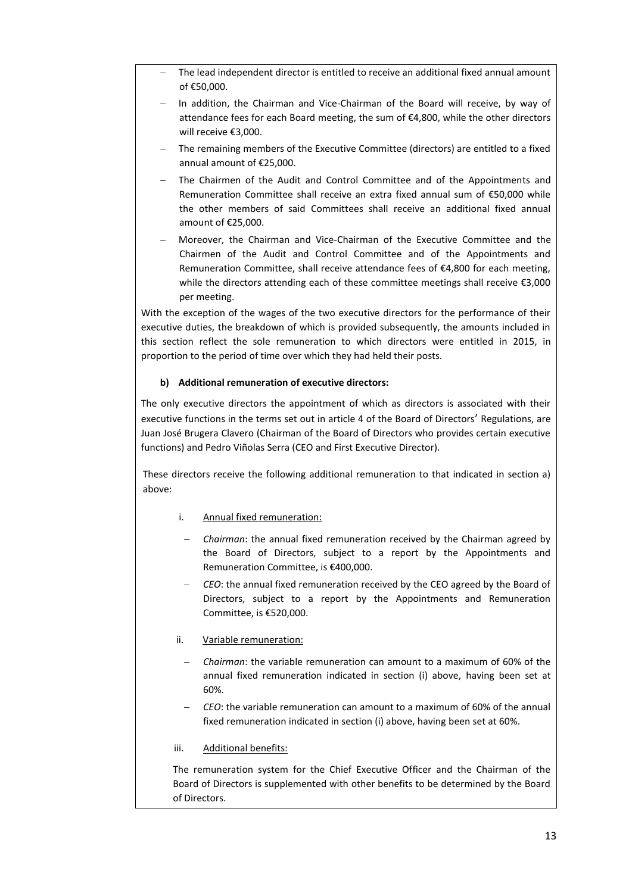- The lead independent director is entitled to receive an additional fixed annual amount of €50,000.
- In addition, the Chairman and Vice-Chairman of the Board will receive, by way of attendance fees for each Board meeting, the sum of €4,800, while the other directors will receive €3,000.
- The remaining members of the Executive Committee (directors) are entitled to a fixed annual amount of €25,000.
- The Chairmen of the Audit and Control Committee and of the Appointments and Remuneration Committee shall receive an extra fixed annual sum of €50,000 while the other members of said Committees shall receive an additional fixed annual amount of €25,000.
- Moreover, the Chairman and Vice-Chairman of the Executive Committee and the Chairmen of the Audit and Control Committee and of the Appointments and Remuneration Committee, shall receive attendance fees of €4,800 for each meeting, while the directors attending each of these committee meetings shall receive €3,000 per meeting.

With the exception of the wages of the two executive directors for the performance of their executive duties, the breakdown of which is provided subsequently, the amounts included in this section reflect the sole remuneration to which directors were entitled in 2015, in proportion to the period of time over which they had held their posts.

**b) Additional remuneration of executive directors:**

The only executive directors the appointment of which as directors is associated with their executive functions in the terms set out in article 4 of the Board of Directors' Regulations, are Juan José Brugera Clavero (Chairman of the Board of Directors who provides certain executive functions) and Pedro Viñolas Serra (CEO and First Executive Director).

These directors receive the following additional remuneration to that indicated in section a) above:

i. Annual fixed remuneration:

- *Chairman*: the annual fixed remuneration received by the Chairman agreed by the Board of Directors, subject to a report by the Appointments and Remuneration Committee, is €400,000.
- *CEO*: the annual fixed remuneration received by the CEO agreed by the Board of Directors, subject to a report by the Appointments and Remuneration Committee, is €520,000.

ii. Variable remuneration:

- *Chairman*: the variable remuneration can amount to a maximum of 60% of the annual fixed remuneration indicated in section (i) above, having been set at 60%.
- *CEO*: the variable remuneration can amount to a maximum of 60% of the annual fixed remuneration indicated in section (i) above, having been set at 60%.

iii. Additional benefits:

The remuneration system for the Chief Executive Officer and the Chairman of the Board of Directors is supplemented with other benefits to be determined by the Board of Directors.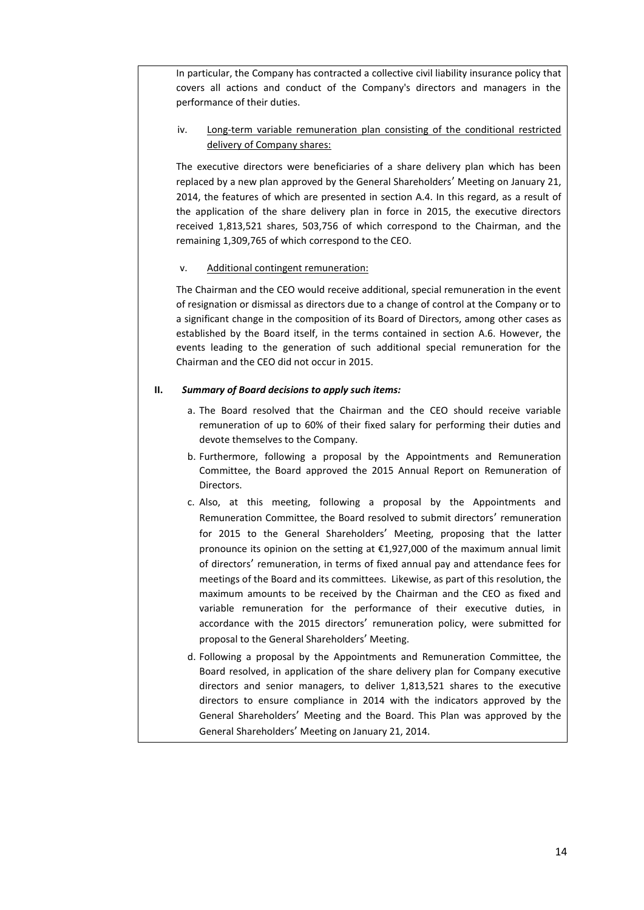In particular, the Company has contracted a collective civil liability insurance policy that covers all actions and conduct of the Company's directors and managers in the performance of their duties.

iv. Long-term variable remuneration plan consisting of the conditional restricted delivery of Company shares:

The executive directors were beneficiaries of a share delivery plan which has been replaced by a new plan approved by the General Shareholders' Meeting on January 21, 2014, the features of which are presented in section A.4. In this regard, as a result of the application of the share delivery plan in force in 2015, the executive directors received 1,813,521 shares, 503,756 of which correspond to the Chairman, and the remaining 1,309,765 of which correspond to the CEO.

v. Additional contingent remuneration:

The Chairman and the CEO would receive additional, special remuneration in the event of resignation or dismissal as directors due to a change of control at the Company or to a significant change in the composition of its Board of Directors, among other cases as established by the Board itself, in the terms contained in section A.6. However, the events leading to the generation of such additional special remuneration for the Chairman and the CEO did not occur in 2015.

**II. *Summary of Board decisions to apply such items:***

a. The Board resolved that the Chairman and the CEO should receive variable remuneration of up to 60% of their fixed salary for performing their duties and devote themselves to the Company.

b. Furthermore, following a proposal by the Appointments and Remuneration Committee, the Board approved the 2015 Annual Report on Remuneration of Directors.

c. Also, at this meeting, following a proposal by the Appointments and Remuneration Committee, the Board resolved to submit directors' remuneration for 2015 to the General Shareholders' Meeting, proposing that the latter pronounce its opinion on the setting at €1,927,000 of the maximum annual limit of directors' remuneration, in terms of fixed annual pay and attendance fees for meetings of the Board and its committees. Likewise, as part of this resolution, the maximum amounts to be received by the Chairman and the CEO as fixed and variable remuneration for the performance of their executive duties, in accordance with the 2015 directors' remuneration policy, were submitted for proposal to the General Shareholders' Meeting.

d. Following a proposal by the Appointments and Remuneration Committee, the Board resolved, in application of the share delivery plan for Company executive directors and senior managers, to deliver 1,813,521 shares to the executive directors to ensure compliance in 2014 with the indicators approved by the General Shareholders' Meeting and the Board. This Plan was approved by the General Shareholders' Meeting on January 21, 2014.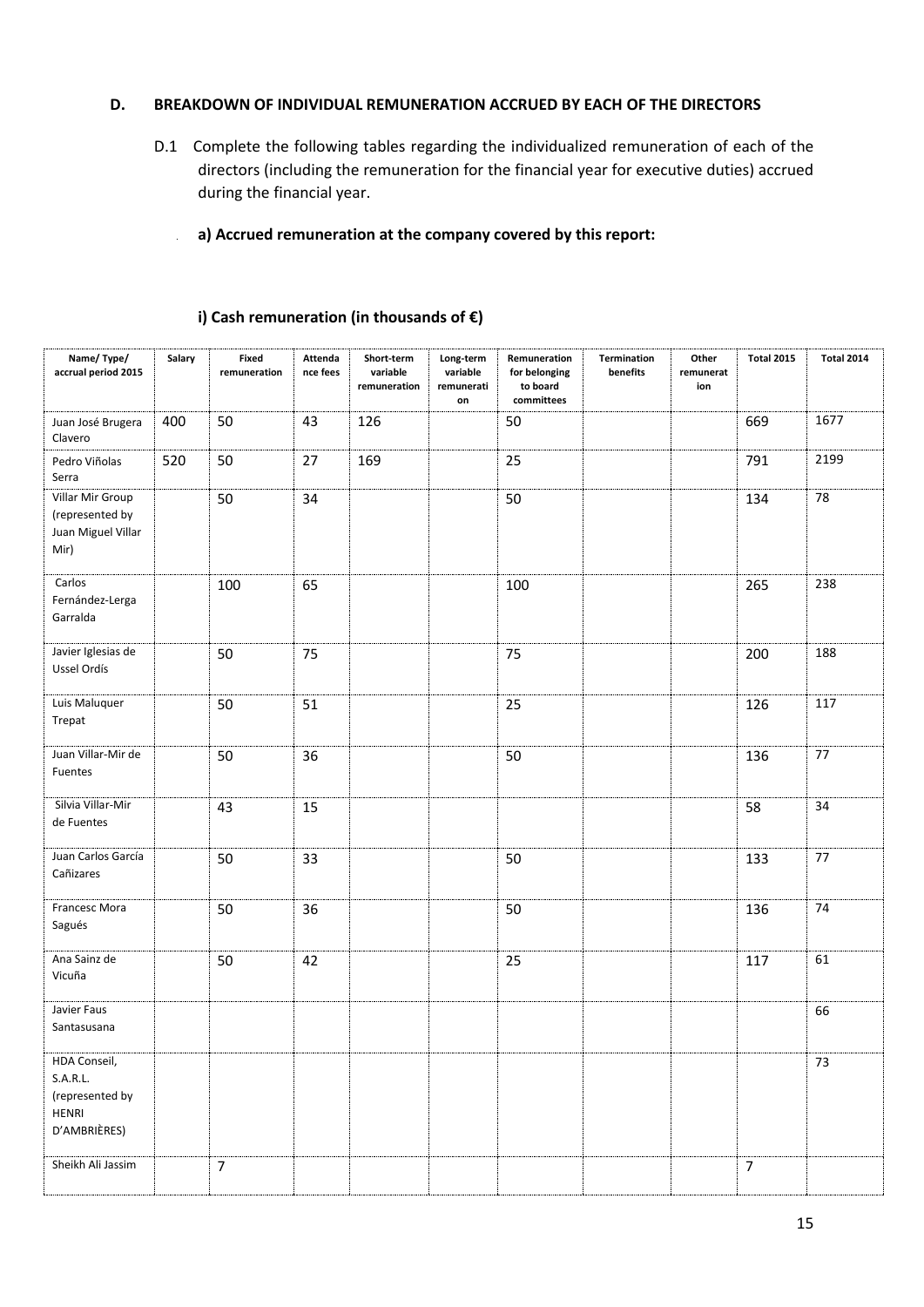### D. BREAKDOWN OF INDIVIDUAL REMUNERATION ACCRUED BY EACH OF THE DIRECTORS

D.1 Complete the following tables regarding the individualized remuneration of each of the directors (including the remuneration for the financial year for executive duties) accrued during the financial year.

**a) Accrued remuneration at the company covered by this report:**

**i) Cash remuneration (in thousands of €)**

| Name/ Type/ accrual period 2015 | Salary | Fixed remuneration | Attendance fees | Short-term variable remuneration | Long-term variable remuneration | Remuneration for belonging to board committees | Termination benefits | Other remuneration | Total 2015 | Total 2014 |
|---|---|---|---|---|---|---|---|---|---|---|
| Juan José Brugera Clavero | 400 | 50 | 43 | 126 | | 50 | | | 669 | 1677 |
| Pedro Viñolas Serra | 520 | 50 | 27 | 169 | | 25 | | | 791 | 2199 |
| Villar Mir Group (represented by Juan Miguel Villar Mir) | | 50 | 34 | | | 50 | | | 134 | 78 |
| Carlos Fernández-Lerga Garralda | | 100 | 65 | | | 100 | | | 265 | 238 |
| Javier Iglesias de Ussel Ordís | | 50 | 75 | | | 75 | | | 200 | 188 |
| Luis Maluquer Trepat | | 50 | 51 | | | 25 | | | 126 | 117 |
| Juan Villar-Mir de Fuentes | | 50 | 36 | | | 50 | | | 136 | 77 |
| Silvia Villar-Mir de Fuentes | | 43 | 15 | | | | | | 58 | 34 |
| Juan Carlos García Cañizares | | 50 | 33 | | | 50 | | | 133 | 77 |
| Francesc Mora Sagués | | 50 | 36 | | | 50 | | | 136 | 74 |
| Ana Sainz de Vicuña | | 50 | 42 | | | 25 | | | 117 | 61 |
| Javier Faus Santasusana | | | | | | | | | | 66 |
| HDA Conseil, S.A.R.L. (represented by HENRI D'AMBRIÈRES) | | | | | | | | | | 73 |
| Sheikh Ali Jassim | | 7 | | | | | | | 7 | |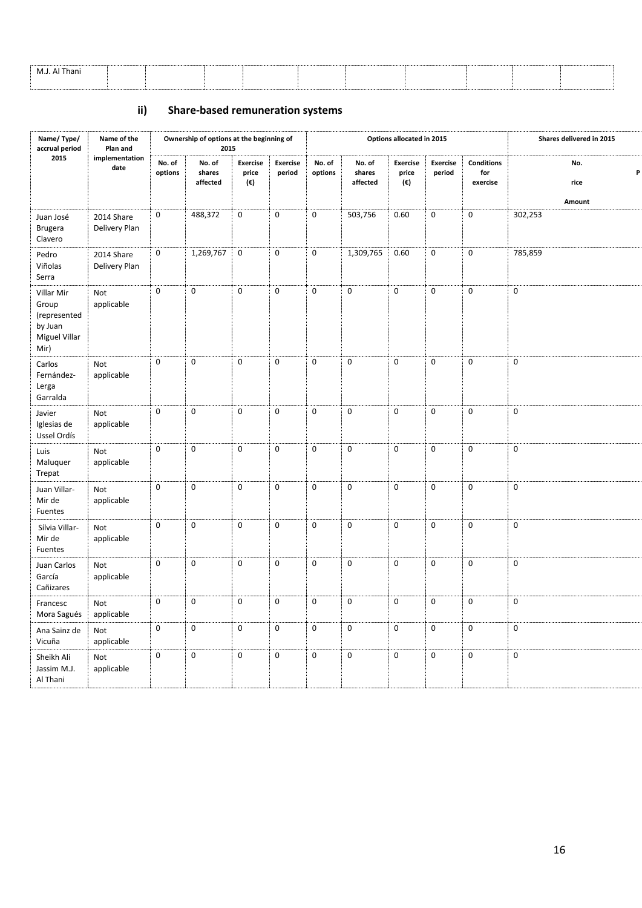| M.J. Al Thani | | | | | | | | | | |
|---|---|---|---|---|---|---|---|---|---|---|

## ii) Share-based remuneration systems

| Name/ Type/ accrual period 2015 | Name of the Plan and implementation date | Ownership of options at the beginning of 2015 | | | | Options allocated in 2015 | | | | | Shares delivered in 2015 |
|---|---|---|---|---|---|---|---|---|---|---|---|
| | | No. of options | No. of shares affected | Exercise price (€) | Exercise period | No. of options | No. of shares affected | Exercise price (€) | Exercise period | Conditions for exercise | No. P rice Amount |
| Juan José Brugera Clavero | 2014 Share Delivery Plan | 0 | 488,372 | 0 | 0 | 0 | 503,756 | 0.60 | 0 | 0 | 302,253 |
| Pedro Viñolas Serra | 2014 Share Delivery Plan | 0 | 1,269,767 | 0 | 0 | 0 | 1,309,765 | 0.60 | 0 | 0 | 785,859 |
| Villar Mir Group (represented by Juan Miguel Villar Mir) | Not applicable | 0 | 0 | 0 | 0 | 0 | 0 | 0 | 0 | 0 | 0 |
| Carlos Fernández-Lerga Garralda | Not applicable | 0 | 0 | 0 | 0 | 0 | 0 | 0 | 0 | 0 | 0 |
| Javier Iglesias de Ussel Ordís | Not applicable | 0 | 0 | 0 | 0 | 0 | 0 | 0 | 0 | 0 | 0 |
| Luis Maluquer Trepat | Not applicable | 0 | 0 | 0 | 0 | 0 | 0 | 0 | 0 | 0 | 0 |
| Juan Villar-Mir de Fuentes | Not applicable | 0 | 0 | 0 | 0 | 0 | 0 | 0 | 0 | 0 | 0 |
| Silvia Villar-Mir de Fuentes | Not applicable | 0 | 0 | 0 | 0 | 0 | 0 | 0 | 0 | 0 | 0 |
| Juan Carlos García Cañizares | Not applicable | 0 | 0 | 0 | 0 | 0 | 0 | 0 | 0 | 0 | 0 |
| Francesc Mora Sagués | Not applicable | 0 | 0 | 0 | 0 | 0 | 0 | 0 | 0 | 0 | 0 |
| Ana Sainz de Vicuña | Not applicable | 0 | 0 | 0 | 0 | 0 | 0 | 0 | 0 | 0 | 0 |
| Sheikh Ali Jassim M.J. Al Thani | Not applicable | 0 | 0 | 0 | 0 | 0 | 0 | 0 | 0 | 0 | 0 |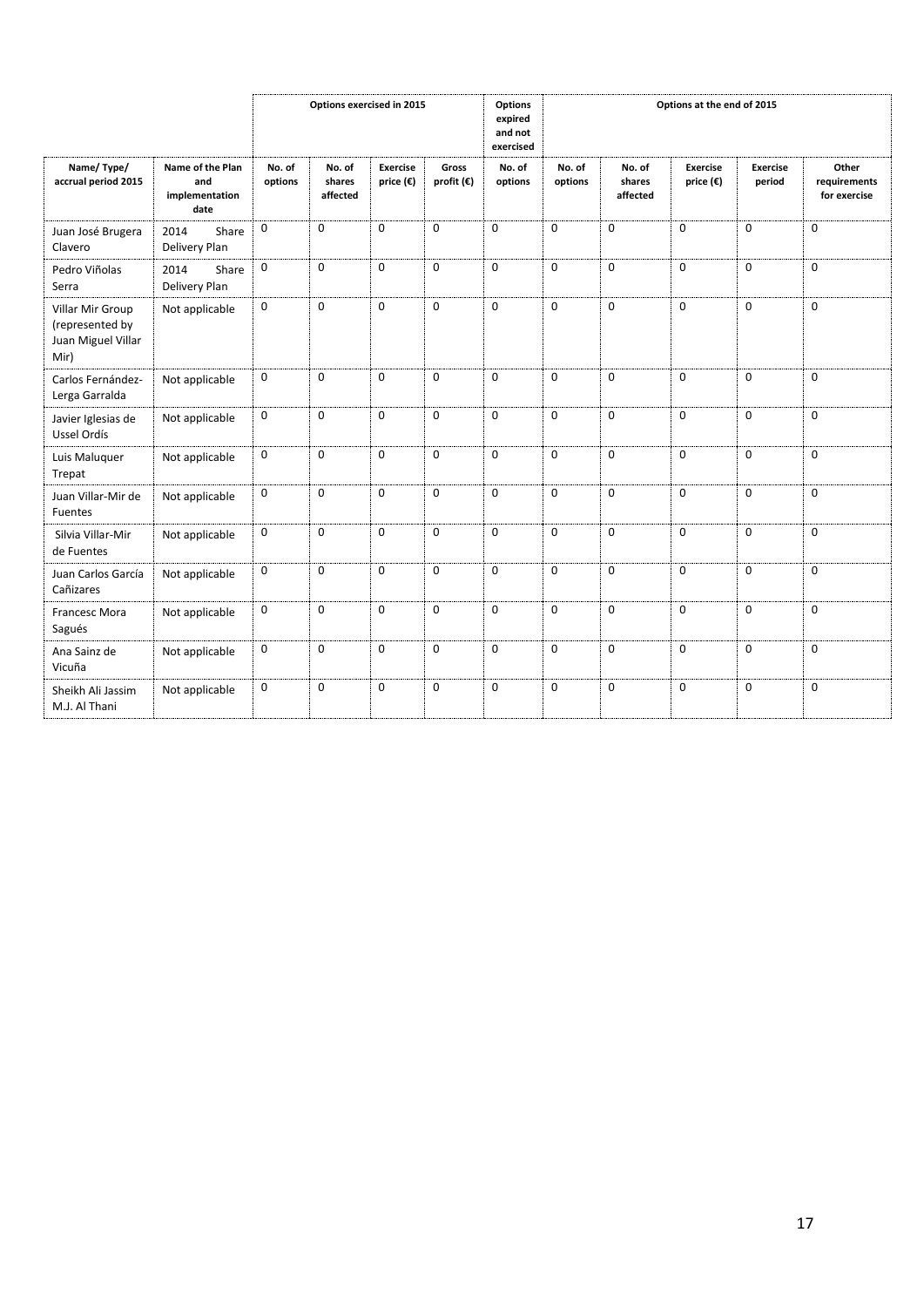| | | Options exercised in 2015 | | | | Options expired and not exercised | Options at the end of 2015 | | | | |
|---|---|---|---|---|---|---|---|---|---|---|---|
| Name/ Type/ accrual period 2015 | Name of the Plan and implementation date | No. of options | No. of shares affected | Exercise price (€) | Gross profit (€) | No. of options | No. of options | No. of shares affected | Exercise price (€) | Exercise period | Other requirements for exercise |
| Juan José Brugera Clavero | 2014 Share Delivery Plan | 0 | 0 | 0 | 0 | 0 | 0 | 0 | 0 | 0 | 0 |
| Pedro Viñolas Serra | 2014 Share Delivery Plan | 0 | 0 | 0 | 0 | 0 | 0 | 0 | 0 | 0 | 0 |
| Villar Mir Group (represented by Juan Miguel Villar Mir) | Not applicable | 0 | 0 | 0 | 0 | 0 | 0 | 0 | 0 | 0 | 0 |
| Carlos Fernández-Lerga Garralda | Not applicable | 0 | 0 | 0 | 0 | 0 | 0 | 0 | 0 | 0 | 0 |
| Javier Iglesias de Ussel Ordís | Not applicable | 0 | 0 | 0 | 0 | 0 | 0 | 0 | 0 | 0 | 0 |
| Luis Maluquer Trepat | Not applicable | 0 | 0 | 0 | 0 | 0 | 0 | 0 | 0 | 0 | 0 |
| Juan Villar-Mir de Fuentes | Not applicable | 0 | 0 | 0 | 0 | 0 | 0 | 0 | 0 | 0 | 0 |
| Silvia Villar-Mir de Fuentes | Not applicable | 0 | 0 | 0 | 0 | 0 | 0 | 0 | 0 | 0 | 0 |
| Juan Carlos García Cañizares | Not applicable | 0 | 0 | 0 | 0 | 0 | 0 | 0 | 0 | 0 | 0 |
| Francesc Mora Sagués | Not applicable | 0 | 0 | 0 | 0 | 0 | 0 | 0 | 0 | 0 | 0 |
| Ana Sainz de Vicuña | Not applicable | 0 | 0 | 0 | 0 | 0 | 0 | 0 | 0 | 0 | 0 |
| Sheikh Ali Jassim M.J. Al Thani | Not applicable | 0 | 0 | 0 | 0 | 0 | 0 | 0 | 0 | 0 | 0 |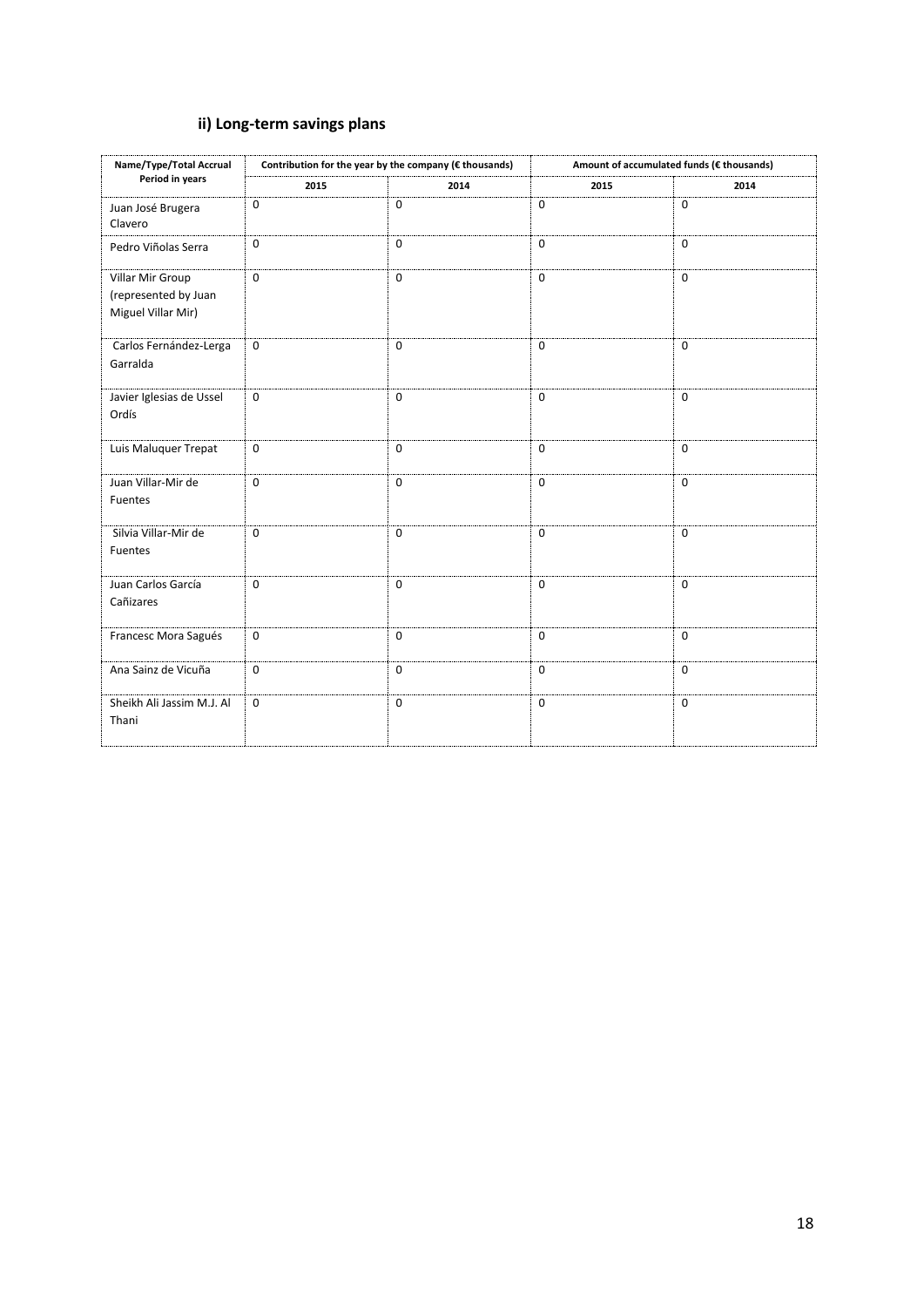### ii) Long-term savings plans

| Name/Type/Total Accrual Period in years | Contribution for the year by the company (€ thousands) | | Amount of accumulated funds (€ thousands) | |
|---|---|---|---|---|
| | 2015 | 2014 | 2015 | 2014 |
| Juan José Brugera Clavero | 0 | 0 | 0 | 0 |
| Pedro Viñolas Serra | 0 | 0 | 0 | 0 |
| Villar Mir Group (represented by Juan Miguel Villar Mir) | 0 | 0 | 0 | 0 |
| Carlos Fernández-Lerga Garralda | 0 | 0 | 0 | 0 |
| Javier Iglesias de Ussel Ordís | 0 | 0 | 0 | 0 |
| Luis Maluquer Trepat | 0 | 0 | 0 | 0 |
| Juan Villar-Mir de Fuentes | 0 | 0 | 0 | 0 |
| Silvia Villar-Mir de Fuentes | 0 | 0 | 0 | 0 |
| Juan Carlos García Cañizares | 0 | 0 | 0 | 0 |
| Francesc Mora Sagués | 0 | 0 | 0 | 0 |
| Ana Sainz de Vicuña | 0 | 0 | 0 | 0 |
| Sheikh Ali Jassim M.J. Al Thani | 0 | 0 | 0 | 0 |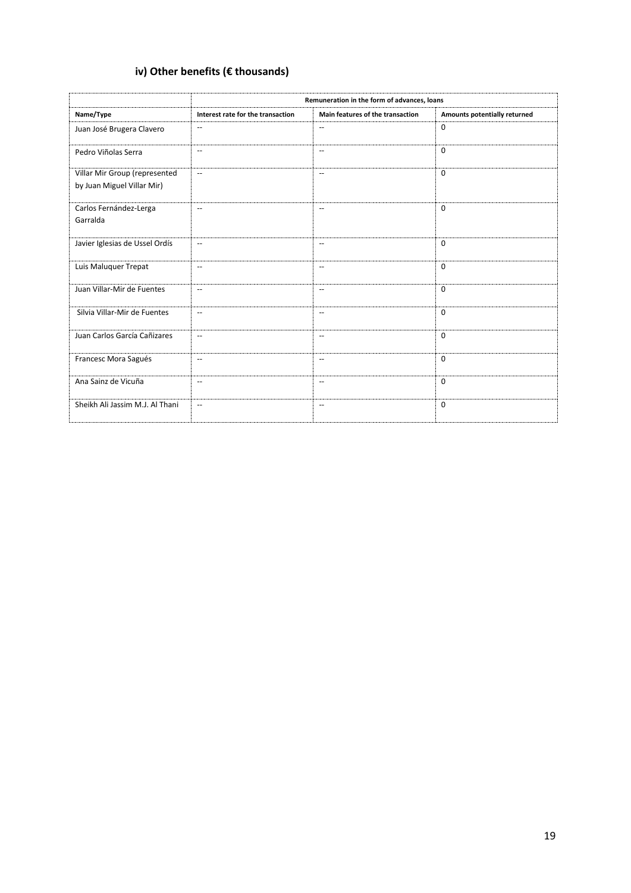### iv) Other benefits (€ thousands)

| | **Remuneration in the form of advances, loans** | | |
|---|---|---|---|
| **Name/Type** | **Interest rate for the transaction** | **Main features of the transaction** | **Amounts potentially returned** |
| Juan José Brugera Clavero | -- | -- | 0 |
| Pedro Viñolas Serra | -- | -- | 0 |
| Villar Mir Group (represented by Juan Miguel Villar Mir) | -- | -- | 0 |
| Carlos Fernández-Lerga Garralda | -- | -- | 0 |
| Javier Iglesias de Ussel Ordís | -- | -- | 0 |
| Luis Maluquer Trepat | -- | -- | 0 |
| Juan Villar-Mir de Fuentes | -- | -- | 0 |
| Silvia Villar-Mir de Fuentes | -- | -- | 0 |
| Juan Carlos García Cañizares | -- | -- | 0 |
| Francesc Mora Sagués | -- | -- | 0 |
| Ana Sainz de Vicuña | -- | -- | 0 |
| Sheikh Ali Jassim M.J. Al Thani | -- | -- | 0 |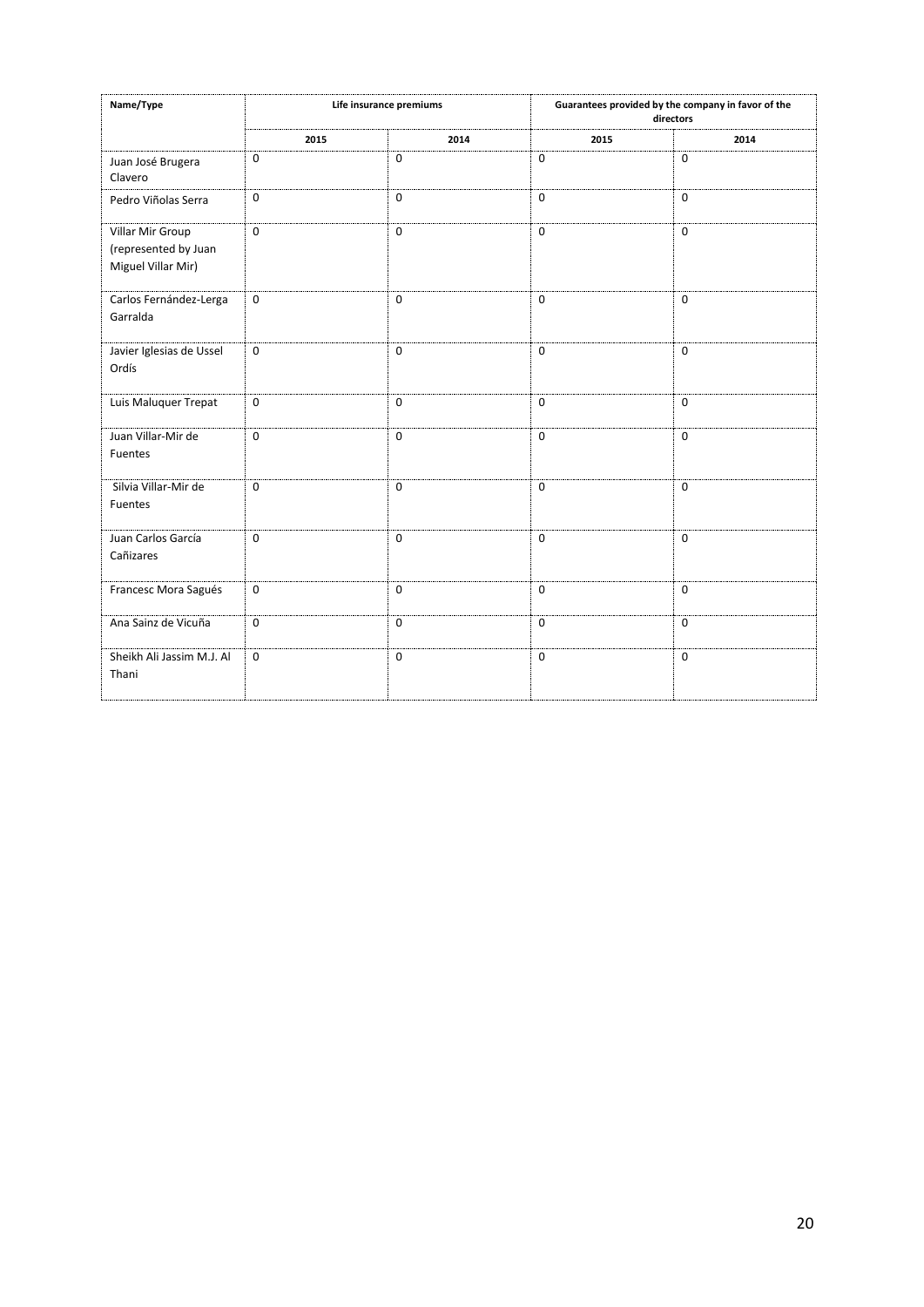| Name/Type | Life insurance premiums | | Guarantees provided by the company in favor of the directors | |
|---|---|---|---|---|
| | 2015 | 2014 | 2015 | 2014 |
| Juan José Brugera Clavero | 0 | 0 | 0 | 0 |
| Pedro Viñolas Serra | 0 | 0 | 0 | 0 |
| Villar Mir Group (represented by Juan Miguel Villar Mir) | 0 | 0 | 0 | 0 |
| Carlos Fernández-Lerga Garralda | 0 | 0 | 0 | 0 |
| Javier Iglesias de Ussel Ordís | 0 | 0 | 0 | 0 |
| Luis Maluquer Trepat | 0 | 0 | 0 | 0 |
| Juan Villar-Mir de Fuentes | 0 | 0 | 0 | 0 |
| Silvia Villar-Mir de Fuentes | 0 | 0 | 0 | 0 |
| Juan Carlos García Cañizares | 0 | 0 | 0 | 0 |
| Francesc Mora Sagués | 0 | 0 | 0 | 0 |
| Ana Sainz de Vicuña | 0 | 0 | 0 | 0 |
| Sheikh Ali Jassim M.J. Al Thani | 0 | 0 | 0 | 0 |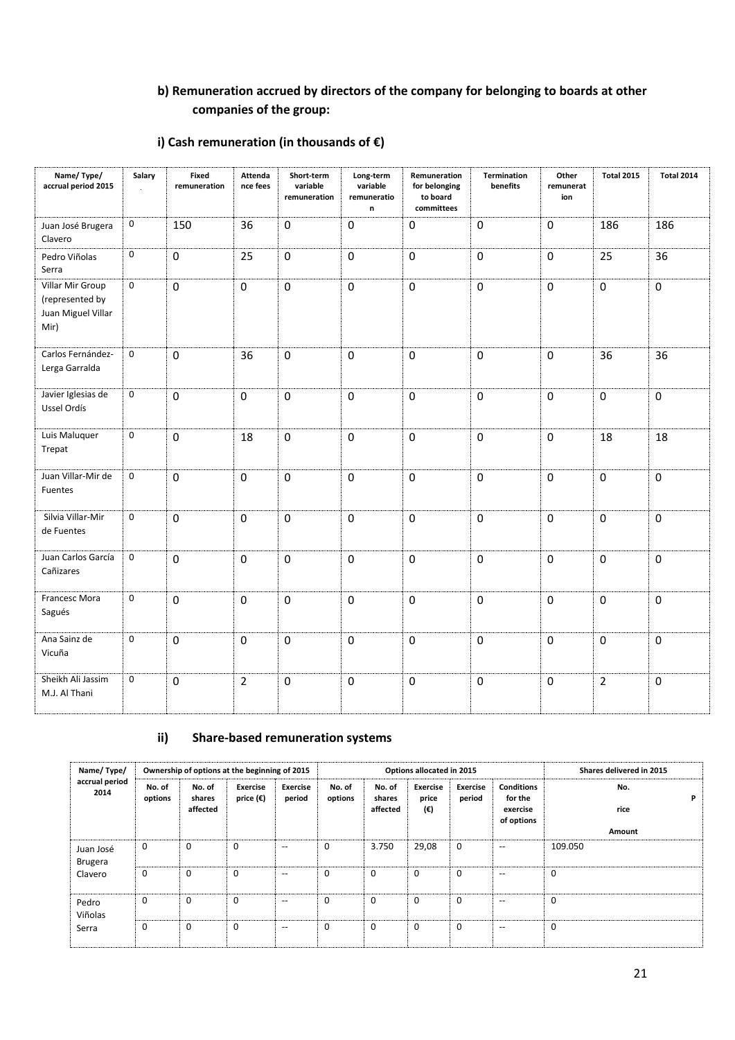### b) Remuneration accrued by directors of the company for belonging to boards at other companies of the group:

#### i) Cash remuneration (in thousands of €)

| Name/ Type/ accrual period 2015 | Salary | Fixed remuneration | Attendance fees | Short-term variable remuneration | Long-term variable remuneration | Remuneration for belonging to board committees | Termination benefits | Other remuneration | Total 2015 | Total 2014 |
|---|---|---|---|---|---|---|---|---|---|---|
| Juan José Brugera Clavero | 0 | 150 | 36 | 0 | 0 | 0 | 0 | 0 | 186 | 186 |
| Pedro Viñolas Serra | 0 | 0 | 25 | 0 | 0 | 0 | 0 | 0 | 25 | 36 |
| Villar Mir Group (represented by Juan Miguel Villar Mir) | 0 | 0 | 0 | 0 | 0 | 0 | 0 | 0 | 0 | 0 |
| Carlos Fernández-Lerga Garralda | 0 | 0 | 36 | 0 | 0 | 0 | 0 | 0 | 36 | 36 |
| Javier Iglesias de Ussel Ordís | 0 | 0 | 0 | 0 | 0 | 0 | 0 | 0 | 0 | 0 |
| Luis Maluquer Trepat | 0 | 0 | 18 | 0 | 0 | 0 | 0 | 0 | 18 | 18 |
| Juan Villar-Mir de Fuentes | 0 | 0 | 0 | 0 | 0 | 0 | 0 | 0 | 0 | 0 |
| Silvia Villar-Mir de Fuentes | 0 | 0 | 0 | 0 | 0 | 0 | 0 | 0 | 0 | 0 |
| Juan Carlos García Cañizares | 0 | 0 | 0 | 0 | 0 | 0 | 0 | 0 | 0 | 0 |
| Francesc Mora Sagués | 0 | 0 | 0 | 0 | 0 | 0 | 0 | 0 | 0 | 0 |
| Ana Sainz de Vicuña | 0 | 0 | 0 | 0 | 0 | 0 | 0 | 0 | 0 | 0 |
| Sheikh Ali Jassim M.J. Al Thani | 0 | 0 | 2 | 0 | 0 | 0 | 0 | 0 | 2 | 0 |

#### ii) Share-based remuneration systems

| Name/ Type/ accrual period 2014 | Ownership of options at the beginning of 2015 | | | | Options allocated in 2015 | | | | | Shares delivered in 2015 |
|---|---|---|---|---|---|---|---|---|---|---|
| | No. of options | No. of shares affected | Exercise price (€) | Exercise period | No. of options | No. of shares affected | Exercise price (€) | Exercise period | Conditions for the exercise of options | No. Price Amount |
| Juan José Brugera Clavero | 0 | 0 | 0 | -- | 0 | 3.750 | 29,08 | 0 | -- | 109.050 |
| | 0 | 0 | 0 | -- | 0 | 0 | 0 | 0 | -- | 0 |
| Pedro Viñolas Serra | 0 | 0 | 0 | -- | 0 | 0 | 0 | 0 | -- | 0 |
| | 0 | 0 | 0 | -- | 0 | 0 | 0 | 0 | -- | 0 |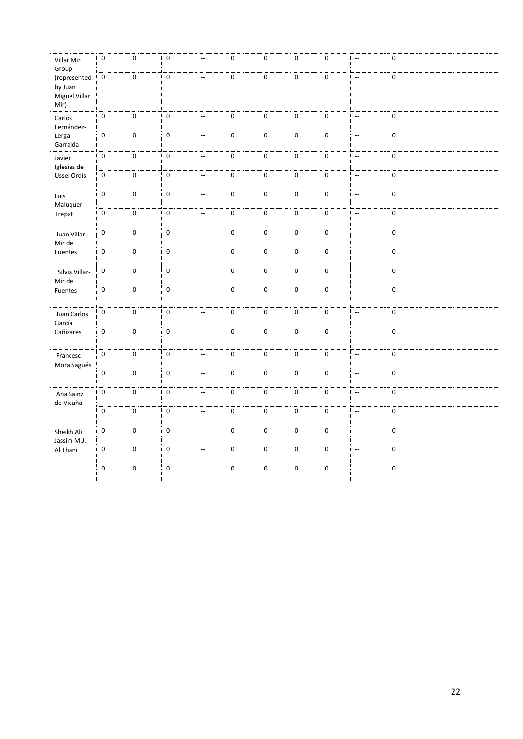| | | | | | | | | | | |
|---|---|---|---|---|---|---|---|---|---|---|
| Villar Mir Group (represented by Juan Miguel Villar Mir) | 0 | 0 | 0 | -- | 0 | 0 | 0 | 0 | -- | 0 |
| | 0 | 0 | 0 | -- | 0 | 0 | 0 | 0 | -- | 0 |
| Carlos Fernández-Lerga Garralda | 0 | 0 | 0 | -- | 0 | 0 | 0 | 0 | -- | 0 |
| | 0 | 0 | 0 | -- | 0 | 0 | 0 | 0 | -- | 0 |
| Javier Iglesias de Ussel Ordís | 0 | 0 | 0 | -- | 0 | 0 | 0 | 0 | -- | 0 |
| | 0 | 0 | 0 | -- | 0 | 0 | 0 | 0 | -- | 0 |
| Luis Maluquer Trepat | 0 | 0 | 0 | -- | 0 | 0 | 0 | 0 | -- | 0 |
| | 0 | 0 | 0 | -- | 0 | 0 | 0 | 0 | -- | 0 |
| Juan Villar-Mir de Fuentes | 0 | 0 | 0 | -- | 0 | 0 | 0 | 0 | -- | 0 |
| | 0 | 0 | 0 | -- | 0 | 0 | 0 | 0 | -- | 0 |
| Silvia Villar-Mir de Fuentes | 0 | 0 | 0 | -- | 0 | 0 | 0 | 0 | -- | 0 |
| | 0 | 0 | 0 | -- | 0 | 0 | 0 | 0 | -- | 0 |
| Juan Carlos García Cañizares | 0 | 0 | 0 | -- | 0 | 0 | 0 | 0 | -- | 0 |
| | 0 | 0 | 0 | -- | 0 | 0 | 0 | 0 | -- | 0 |
| Francesc Mora Sagués | 0 | 0 | 0 | -- | 0 | 0 | 0 | 0 | -- | 0 |
| | 0 | 0 | 0 | -- | 0 | 0 | 0 | 0 | -- | 0 |
| Ana Sainz de Vicuña | 0 | 0 | 0 | -- | 0 | 0 | 0 | 0 | -- | 0 |
| | 0 | 0 | 0 | -- | 0 | 0 | 0 | 0 | -- | 0 |
| Sheikh Ali Jassim M.J. Al Thani | 0 | 0 | 0 | -- | 0 | 0 | 0 | 0 | -- | 0 |
| | 0 | 0 | 0 | -- | 0 | 0 | 0 | 0 | -- | 0 |
| | 0 | 0 | 0 | -- | 0 | 0 | 0 | 0 | -- | 0 |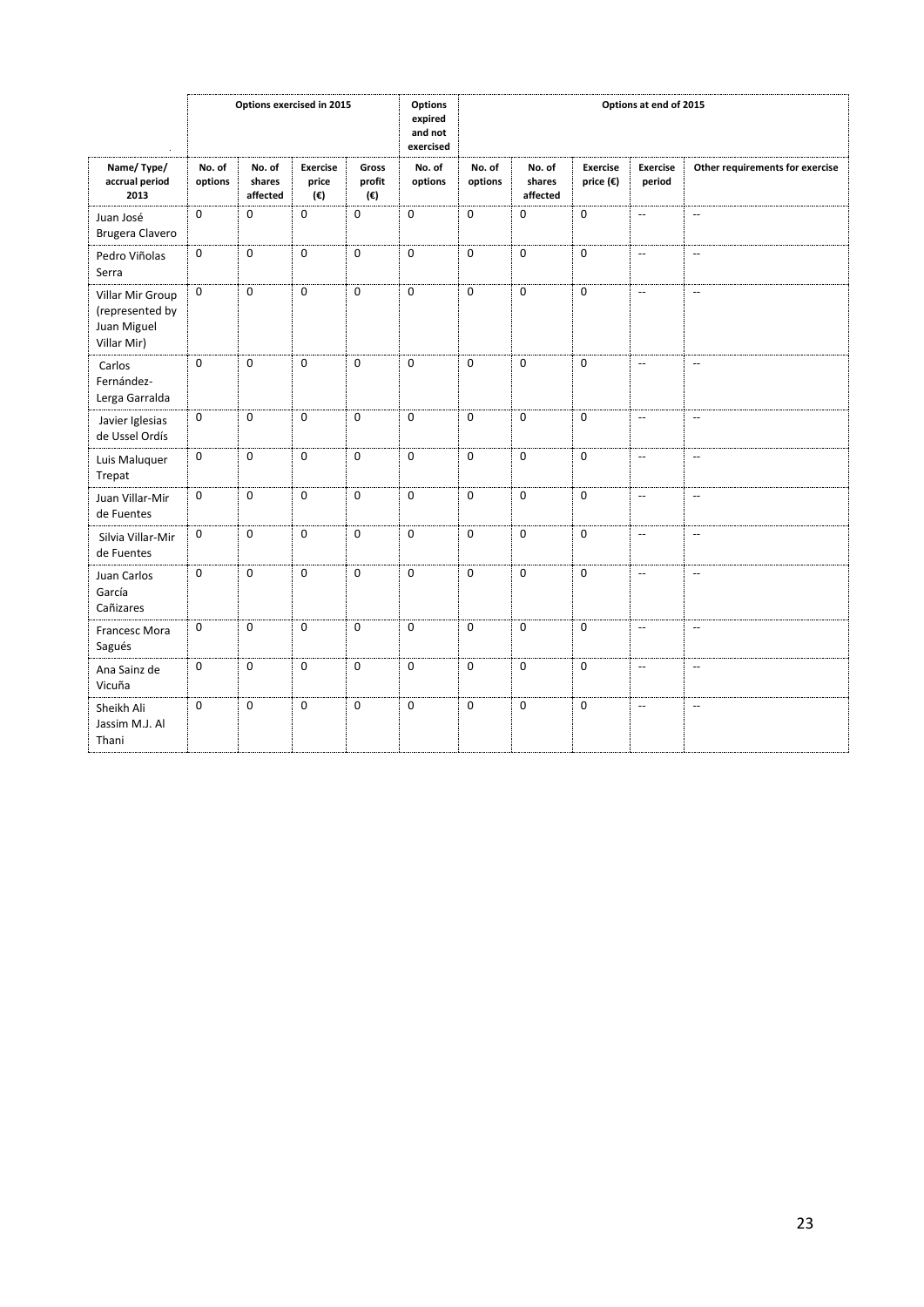| | Options exercised in 2015 | | | | Options expired and not exercised | Options at end of 2015 | | | | |
|---|---|---|---|---|---|---|---|---|---|---|
| **Name/ Type/ accrual period 2013** | **No. of options** | **No. of shares affected** | **Exercise price (€)** | **Gross profit (€)** | **No. of options** | **No. of options** | **No. of shares affected** | **Exercise price (€)** | **Exercise period** | **Other requirements for exercise** |
| Juan José Brugera Clavero | 0 | 0 | 0 | 0 | 0 | 0 | 0 | 0 | -- | -- |
| Pedro Viñolas Serra | 0 | 0 | 0 | 0 | 0 | 0 | 0 | 0 | -- | -- |
| Villar Mir Group (represented by Juan Miguel Villar Mir) | 0 | 0 | 0 | 0 | 0 | 0 | 0 | 0 | -- | -- |
| Carlos Fernández-Lerga Garralda | 0 | 0 | 0 | 0 | 0 | 0 | 0 | 0 | -- | -- |
| Javier Iglesias de Ussel Ordís | 0 | 0 | 0 | 0 | 0 | 0 | 0 | 0 | -- | -- |
| Luis Maluquer Trepat | 0 | 0 | 0 | 0 | 0 | 0 | 0 | 0 | -- | -- |
| Juan Villar-Mir de Fuentes | 0 | 0 | 0 | 0 | 0 | 0 | 0 | 0 | -- | -- |
| Silvia Villar-Mir de Fuentes | 0 | 0 | 0 | 0 | 0 | 0 | 0 | 0 | -- | -- |
| Juan Carlos García Cañizares | 0 | 0 | 0 | 0 | 0 | 0 | 0 | 0 | -- | -- |
| Francesc Mora Sagués | 0 | 0 | 0 | 0 | 0 | 0 | 0 | 0 | -- | -- |
| Ana Sainz de Vicuña | 0 | 0 | 0 | 0 | 0 | 0 | 0 | 0 | -- | -- |
| Sheikh Ali Jassim M.J. Al Thani | 0 | 0 | 0 | 0 | 0 | 0 | 0 | 0 | -- | -- |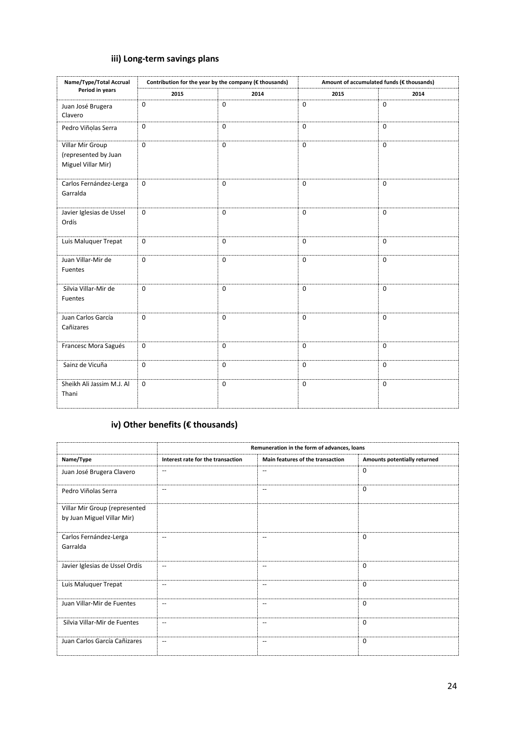### iii) Long-term savings plans

| Name/Type/Total Accrual Period in years | Contribution for the year by the company (€ thousands) | | Amount of accumulated funds (€ thousands) | |
|---|---|---|---|---|
| | 2015 | 2014 | 2015 | 2014 |
| Juan José Brugera Clavero | 0 | 0 | 0 | 0 |
| Pedro Viñolas Serra | 0 | 0 | 0 | 0 |
| Villar Mir Group (represented by Juan Miguel Villar Mir) | 0 | 0 | 0 | 0 |
| Carlos Fernández-Lerga Garralda | 0 | 0 | 0 | 0 |
| Javier Iglesias de Ussel Ordís | 0 | 0 | 0 | 0 |
| Luis Maluquer Trepat | 0 | 0 | 0 | 0 |
| Juan Villar-Mir de Fuentes | 0 | 0 | 0 | 0 |
| Silvia Villar-Mir de Fuentes | 0 | 0 | 0 | 0 |
| Juan Carlos García Cañizares | 0 | 0 | 0 | 0 |
| Francesc Mora Sagués | 0 | 0 | 0 | 0 |
| Sainz de Vicuña | 0 | 0 | 0 | 0 |
| Sheikh Ali Jassim M.J. Al Thani | 0 | 0 | 0 | 0 |

### iv) Other benefits (€ thousands)

| | Remuneration in the form of advances, loans | | |
|---|---|---|---|
| Name/Type | Interest rate for the transaction | Main features of the transaction | Amounts potentially returned |
| Juan José Brugera Clavero | -- | -- | 0 |
| Pedro Viñolas Serra | -- | -- | 0 |
| Villar Mir Group (represented by Juan Miguel Villar Mir) | | | |
| Carlos Fernández-Lerga Garralda | -- | -- | 0 |
| Javier Iglesias de Ussel Ordís | -- | -- | 0 |
| Luis Maluquer Trepat | -- | -- | 0 |
| Juan Villar-Mir de Fuentes | -- | -- | 0 |
| Silvia Villar-Mir de Fuentes | -- | -- | 0 |
| Juan Carlos García Cañizares | -- | -- | 0 |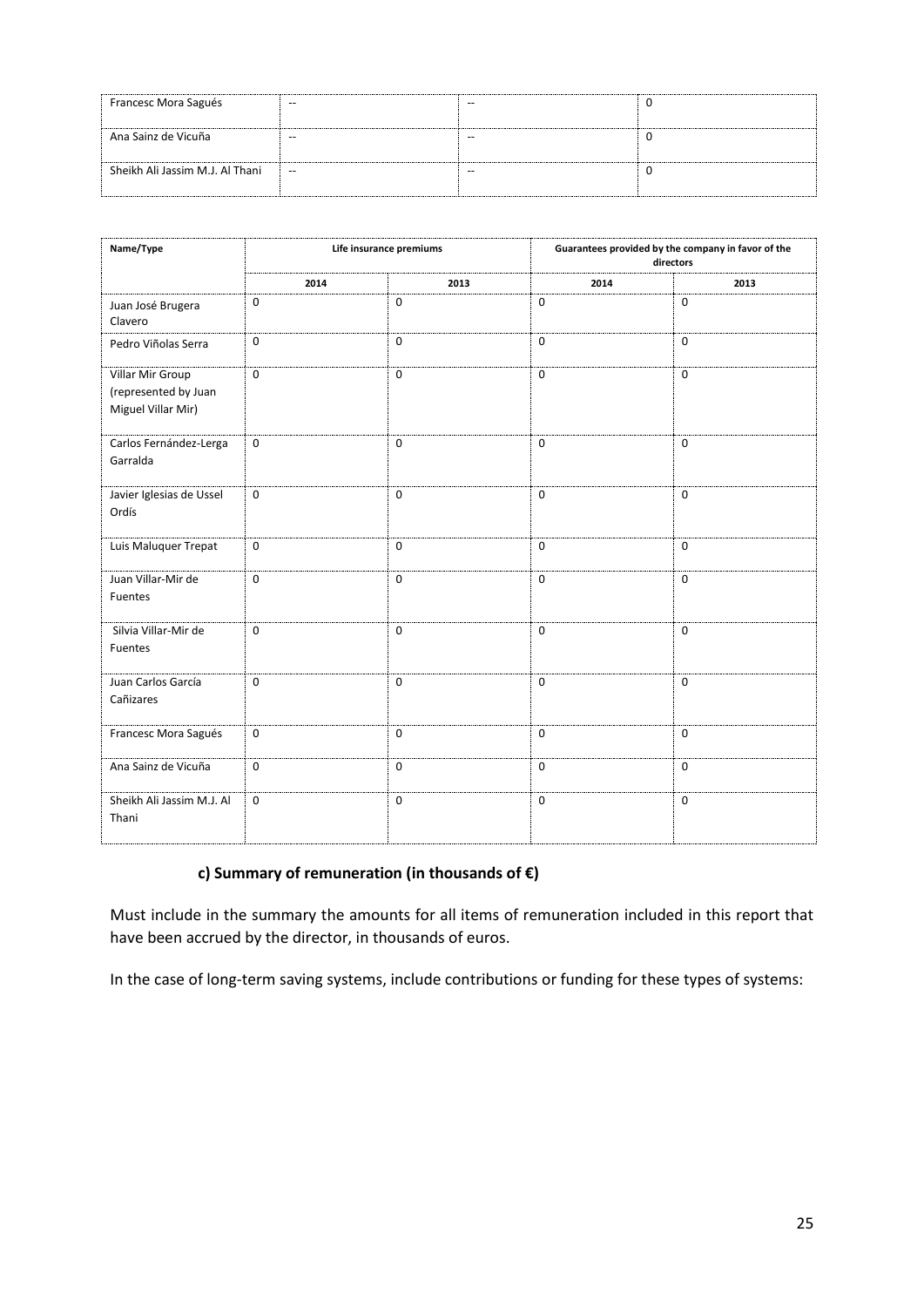| | | | |
|---|---|---|---|
| Francesc Mora Sagués | -- | -- | 0 |
| Ana Sainz de Vicuña | -- | -- | 0 |
| Sheikh Ali Jassim M.J. Al Thani | -- | -- | 0 |

| Name/Type | Life insurance premiums | | Guarantees provided by the company in favor of the directors | |
|---|---|---|---|---|
| | 2014 | 2013 | 2014 | 2013 |
| Juan José Brugera Clavero | 0 | 0 | 0 | 0 |
| Pedro Viñolas Serra | 0 | 0 | 0 | 0 |
| Villar Mir Group (represented by Juan Miguel Villar Mir) | 0 | 0 | 0 | 0 |
| Carlos Fernández-Lerga Garralda | 0 | 0 | 0 | 0 |
| Javier Iglesias de Ussel Ordís | 0 | 0 | 0 | 0 |
| Luis Maluquer Trepat | 0 | 0 | 0 | 0 |
| Juan Villar-Mir de Fuentes | 0 | 0 | 0 | 0 |
| Silvia Villar-Mir de Fuentes | 0 | 0 | 0 | 0 |
| Juan Carlos García Cañizares | 0 | 0 | 0 | 0 |
| Francesc Mora Sagués | 0 | 0 | 0 | 0 |
| Ana Sainz de Vicuña | 0 | 0 | 0 | 0 |
| Sheikh Ali Jassim M.J. Al Thani | 0 | 0 | 0 | 0 |

**c) Summary of remuneration (in thousands of €)**

Must include in the summary the amounts for all items of remuneration included in this report that have been accrued by the director, in thousands of euros.

In the case of long-term saving systems, include contributions or funding for these types of systems: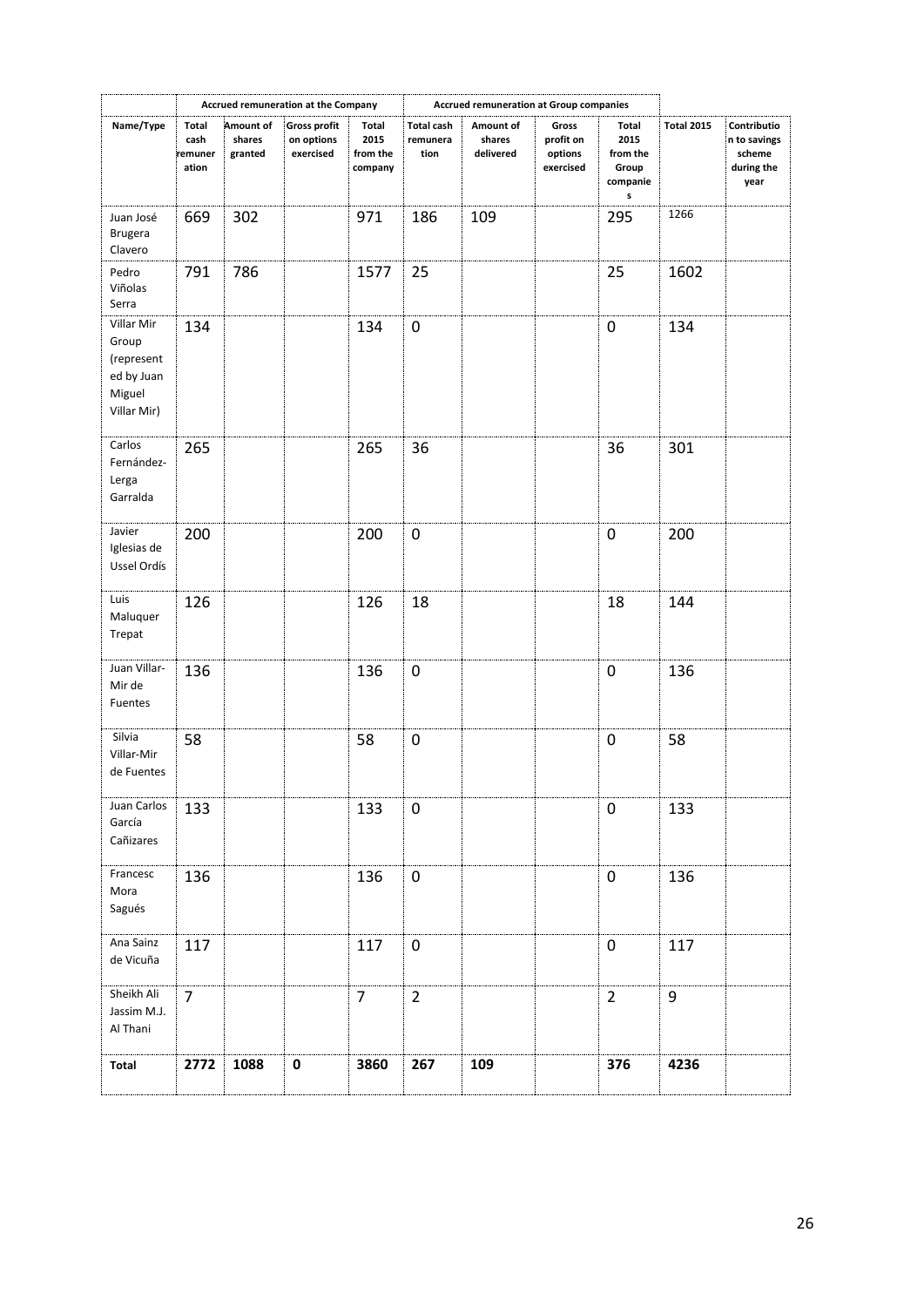| | Accrued remuneration at the Company | | | | Accrued remuneration at Group companies | | | | | |
|---|---|---|---|---|---|---|---|---|---|---|
| Name/Type | Total cash remuneration | Amount of shares granted | Gross profit on options exercised | Total 2015 from the company | Total cash remuneration | Amount of shares delivered | Gross profit on options exercised | Total 2015 from the Group companies | Total 2015 | Contribution to savings scheme during the year |
| Juan José Brugera Clavero | 669 | 302 | | 971 | 186 | 109 | | 295 | 1266 | |
| Pedro Viñolas Serra | 791 | 786 | | 1577 | 25 | | | 25 | 1602 | |
| Villar Mir Group (represented by Juan Miguel Villar Mir) | 134 | | | 134 | 0 | | | 0 | 134 | |
| Carlos Fernández-Lerga Garralda | 265 | | | 265 | 36 | | | 36 | 301 | |
| Javier Iglesias de Ussel Ordís | 200 | | | 200 | 0 | | | 0 | 200 | |
| Luis Maluquer Trepat | 126 | | | 126 | 18 | | | 18 | 144 | |
| Juan Villar-Mir de Fuentes | 136 | | | 136 | 0 | | | 0 | 136 | |
| Silvia Villar-Mir de Fuentes | 58 | | | 58 | 0 | | | 0 | 58 | |
| Juan Carlos García Cañizares | 133 | | | 133 | 0 | | | 0 | 133 | |
| Francesc Mora Sagués | 136 | | | 136 | 0 | | | 0 | 136 | |
| Ana Sainz de Vicuña | 117 | | | 117 | 0 | | | 0 | 117 | |
| Sheikh Ali Jassim M.J. Al Thani | 7 | | | 7 | 2 | | | 2 | 9 | |
| **Total** | **2772** | **1088** | **0** | **3860** | **267** | **109** | | **376** | **4236** | |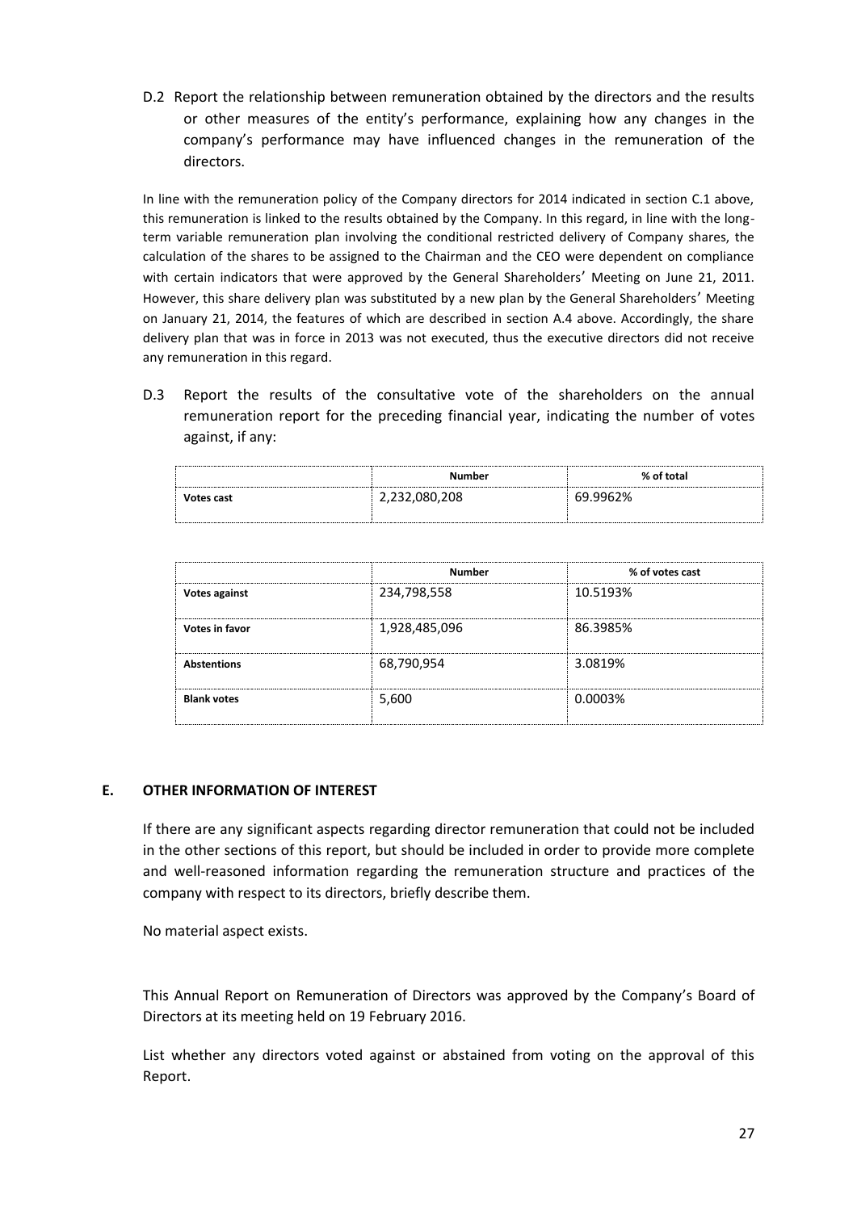D.2 Report the relationship between remuneration obtained by the directors and the results or other measures of the entity's performance, explaining how any changes in the company's performance may have influenced changes in the remuneration of the directors.

In line with the remuneration policy of the Company directors for 2014 indicated in section C.1 above, this remuneration is linked to the results obtained by the Company. In this regard, in line with the long-term variable remuneration plan involving the conditional restricted delivery of Company shares, the calculation of the shares to be assigned to the Chairman and the CEO were dependent on compliance with certain indicators that were approved by the General Shareholders' Meeting on June 21, 2011. However, this share delivery plan was substituted by a new plan by the General Shareholders' Meeting on January 21, 2014, the features of which are described in section A.4 above. Accordingly, the share delivery plan that was in force in 2013 was not executed, thus the executive directors did not receive any remuneration in this regard.

D.3 Report the results of the consultative vote of the shareholders on the annual remuneration report for the preceding financial year, indicating the number of votes against, if any:

| | Number | % of total |
|---|---|---|
| **Votes cast** | 2,232,080,208 | 69.9962% |

| | Number | % of votes cast |
|---|---|---|
| **Votes against** | 234,798,558 | 10.5193% |
| **Votes in favor** | 1,928,485,096 | 86.3985% |
| **Abstentions** | 68,790,954 | 3.0819% |
| **Blank votes** | 5,600 | 0.0003% |

## E. OTHER INFORMATION OF INTEREST

If there are any significant aspects regarding director remuneration that could not be included in the other sections of this report, but should be included in order to provide more complete and well-reasoned information regarding the remuneration structure and practices of the company with respect to its directors, briefly describe them.

No material aspect exists.

This Annual Report on Remuneration of Directors was approved by the Company's Board of Directors at its meeting held on 19 February 2016.

List whether any directors voted against or abstained from voting on the approval of this Report.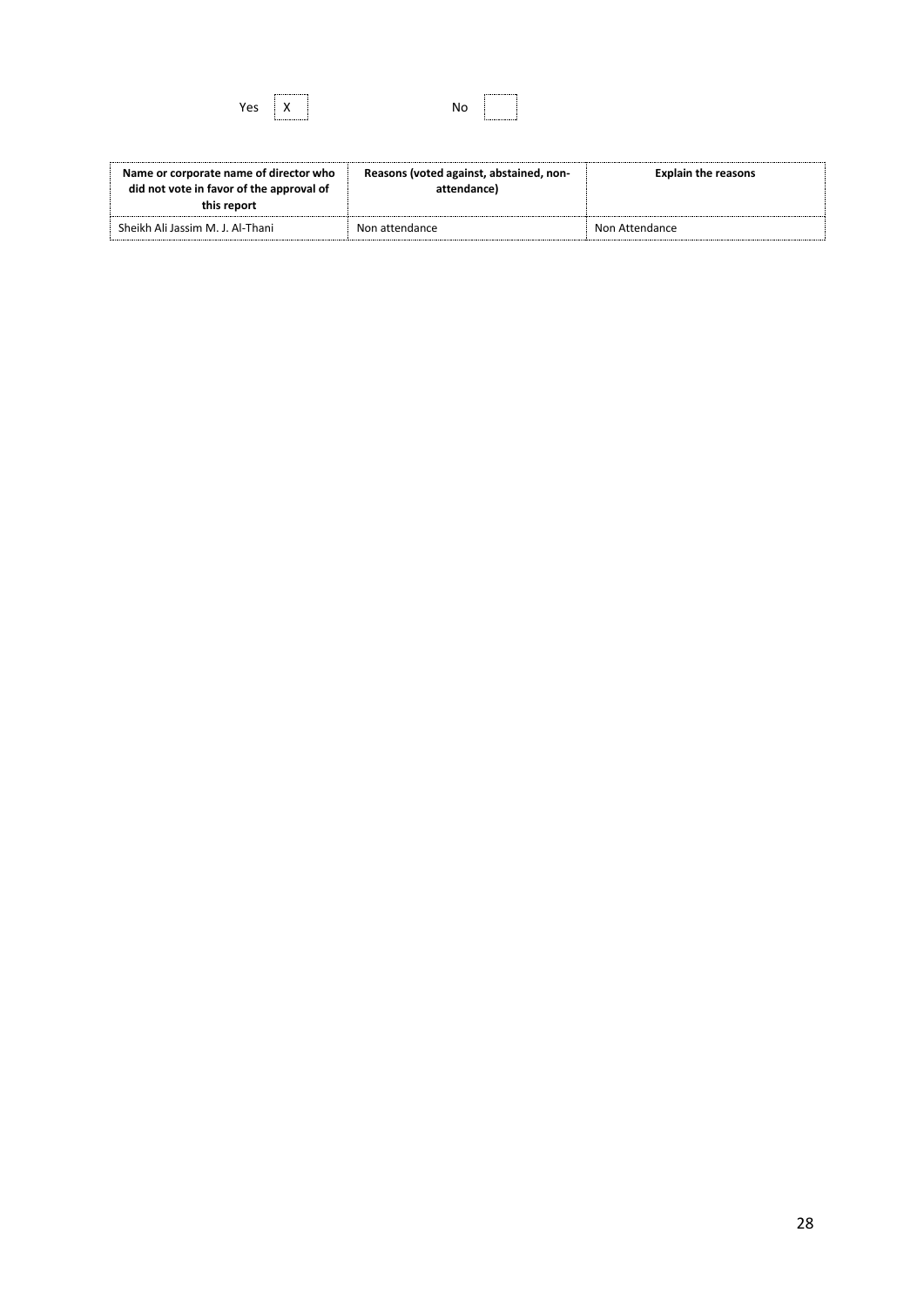Yes [X]     No [ ]

| Name or corporate name of director who did not vote in favor of the approval of this report | Reasons (voted against, abstained, non-attendance) | Explain the reasons |
|---|---|---|
| Sheikh Ali Jassim M. J. Al-Thani | Non attendance | Non Attendance |